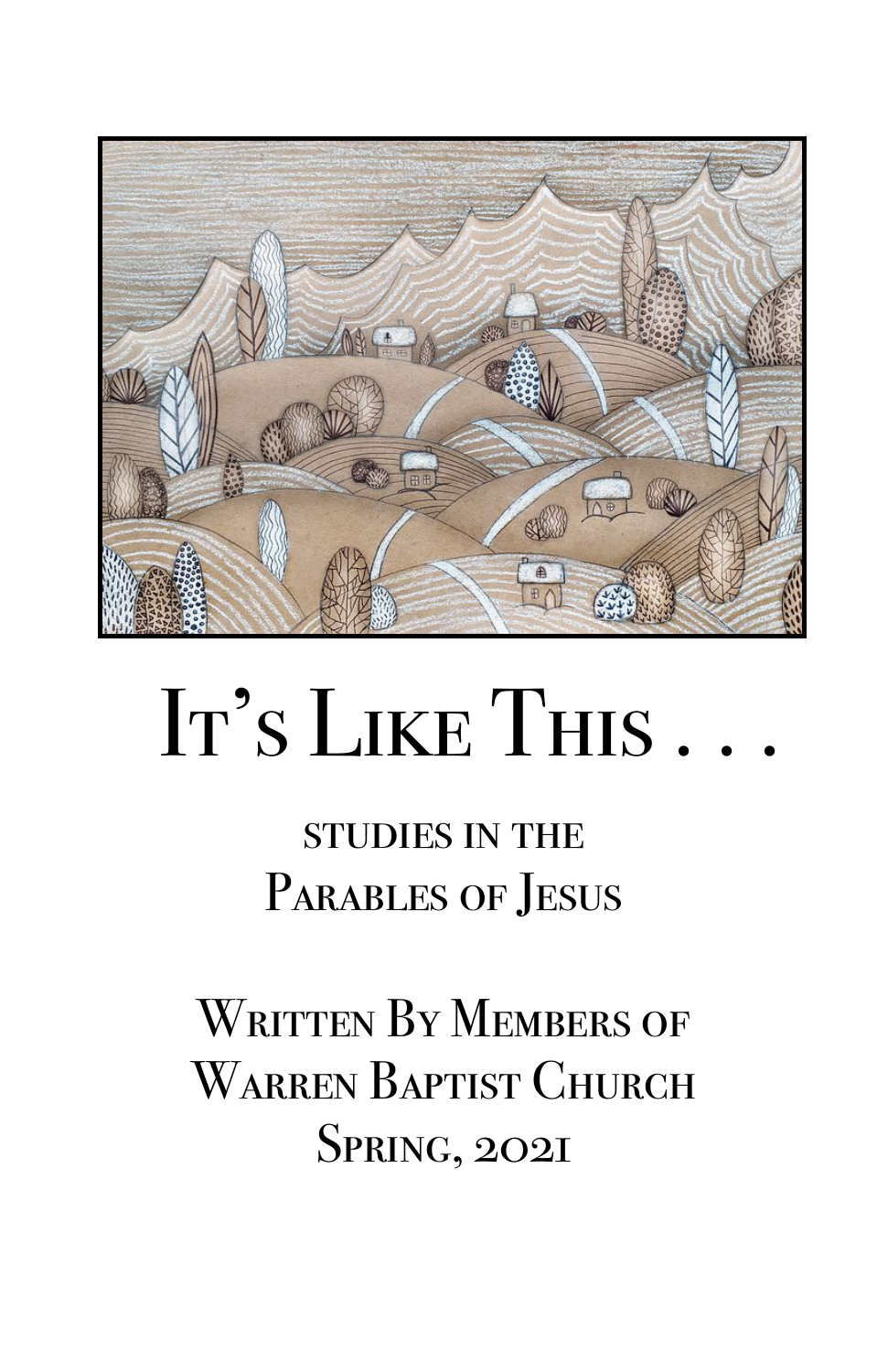# It's Like This . . .

## studies in the Parables of Jesus

Written By Members of
Warren Baptist Church
Spring, 2021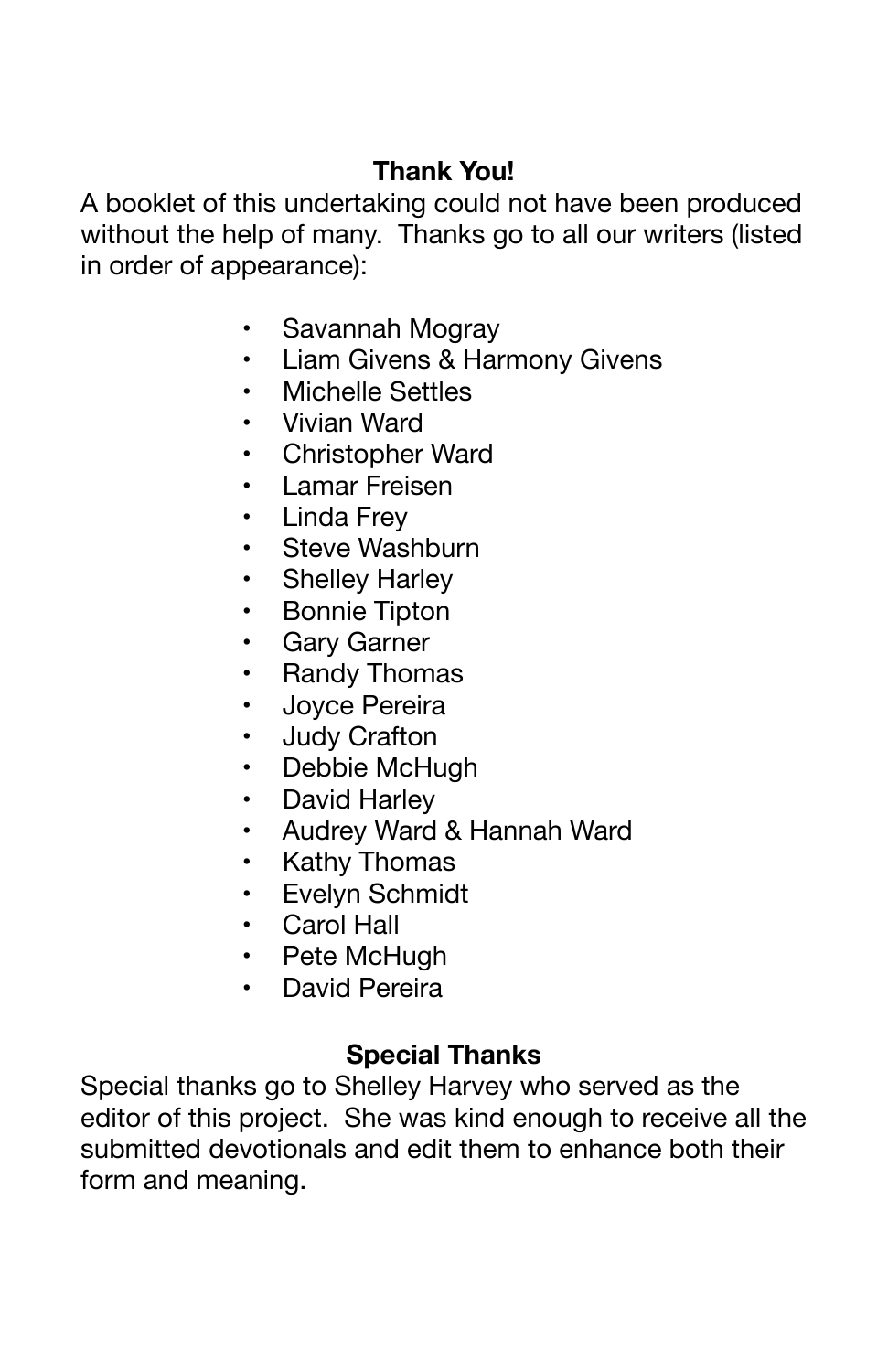## Thank You!

A booklet of this undertaking could not have been produced without the help of many. Thanks go to all our writers (listed in order of appearance):

- Savannah Mogray
- Liam Givens & Harmony Givens
- Michelle Settles
- Vivian Ward
- Christopher Ward
- Lamar Freisen
- Linda Frey
- Steve Washburn
- Shelley Harley
- Bonnie Tipton
- Gary Garner
- Randy Thomas
- Joyce Pereira
- Judy Crafton
- Debbie McHugh
- David Harley
- Audrey Ward & Hannah Ward
- Kathy Thomas
- Evelyn Schmidt
- Carol Hall
- Pete McHugh
- David Pereira

## Special Thanks

Special thanks go to Shelley Harvey who served as the editor of this project. She was kind enough to receive all the submitted devotionals and edit them to enhance both their form and meaning.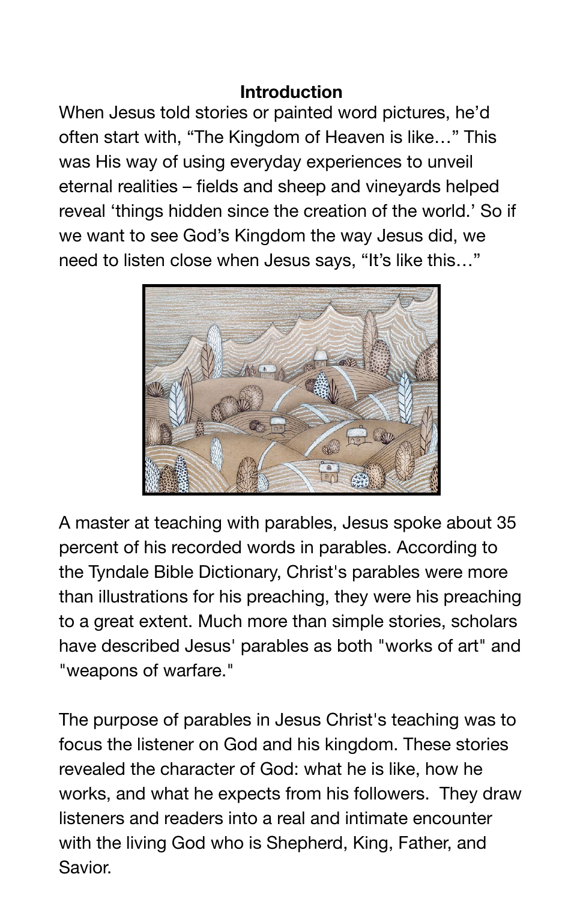## Introduction

When Jesus told stories or painted word pictures, he'd often start with, "The Kingdom of Heaven is like…" This was His way of using everyday experiences to unveil eternal realities – fields and sheep and vineyards helped reveal 'things hidden since the creation of the world.' So if we want to see God's Kingdom the way Jesus did, we need to listen close when Jesus says, "It's like this…"

A master at teaching with parables, Jesus spoke about 35 percent of his recorded words in parables. According to the Tyndale Bible Dictionary, Christ's parables were more than illustrations for his preaching, they were his preaching to a great extent. Much more than simple stories, scholars have described Jesus' parables as both "works of art" and "weapons of warfare."

The purpose of parables in Jesus Christ's teaching was to focus the listener on God and his kingdom. These stories revealed the character of God: what he is like, how he works, and what he expects from his followers. They draw listeners and readers into a real and intimate encounter with the living God who is Shepherd, King, Father, and Savior.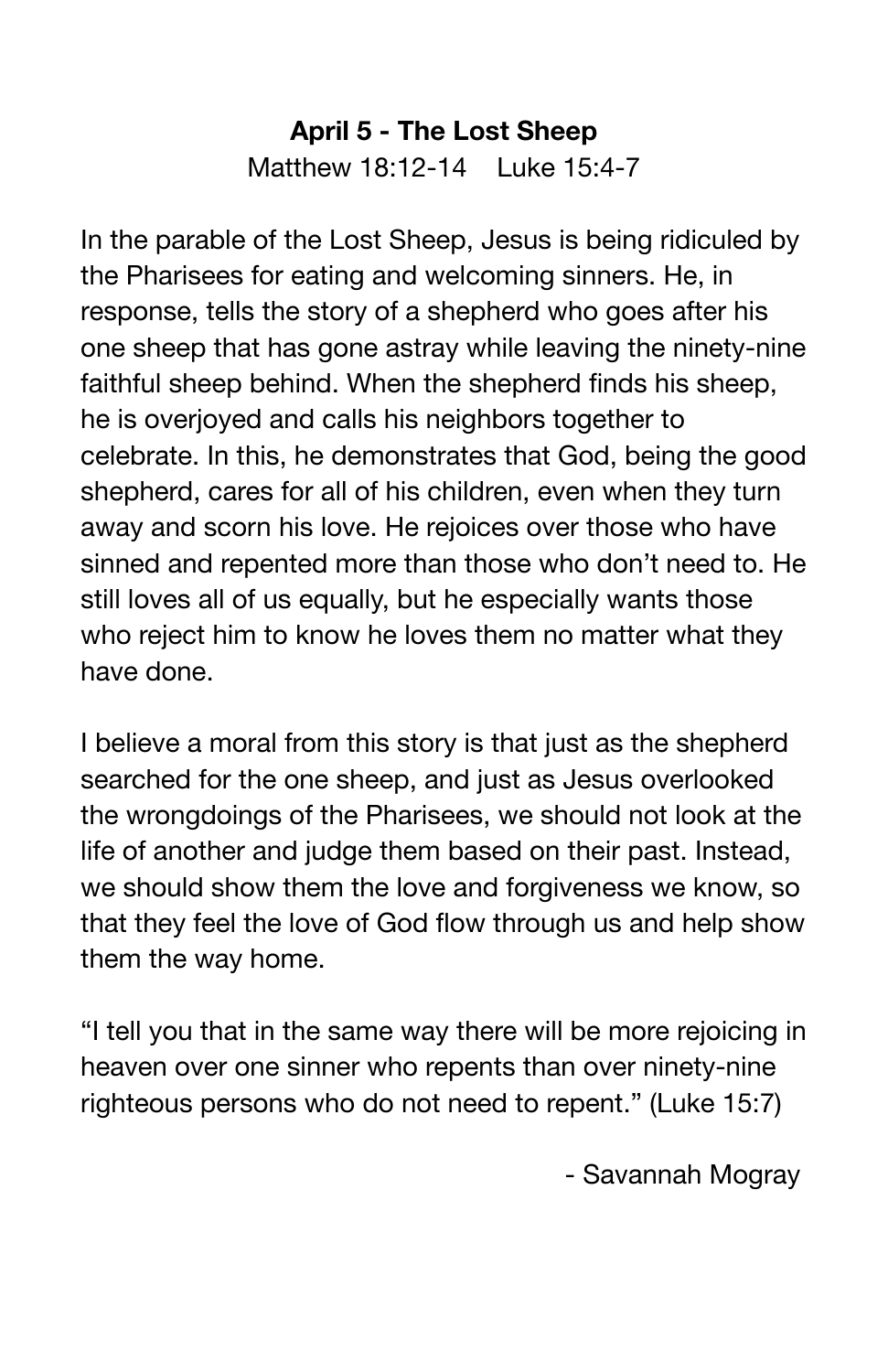## April 5 - The Lost Sheep

Matthew 18:12-14    Luke 15:4-7

In the parable of the Lost Sheep, Jesus is being ridiculed by the Pharisees for eating and welcoming sinners. He, in response, tells the story of a shepherd who goes after his one sheep that has gone astray while leaving the ninety-nine faithful sheep behind. When the shepherd finds his sheep, he is overjoyed and calls his neighbors together to celebrate. In this, he demonstrates that God, being the good shepherd, cares for all of his children, even when they turn away and scorn his love. He rejoices over those who have sinned and repented more than those who don't need to. He still loves all of us equally, but he especially wants those who reject him to know he loves them no matter what they have done.

I believe a moral from this story is that just as the shepherd searched for the one sheep, and just as Jesus overlooked the wrongdoings of the Pharisees, we should not look at the life of another and judge them based on their past. Instead, we should show them the love and forgiveness we know, so that they feel the love of God flow through us and help show them the way home.

"I tell you that in the same way there will be more rejoicing in heaven over one sinner who repents than over ninety-nine righteous persons who do not need to repent." (Luke 15:7)

- Savannah Mogray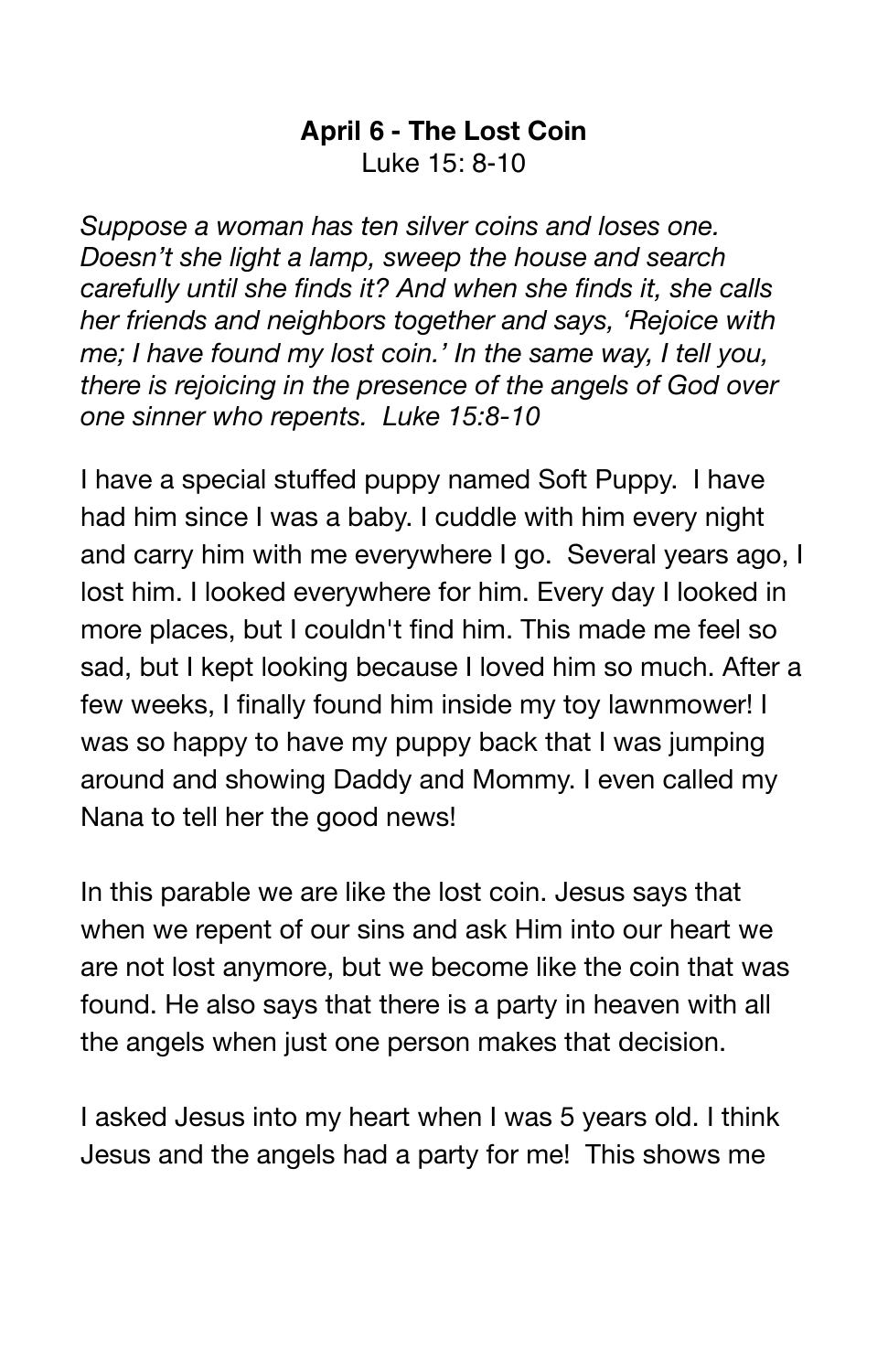**April 6 - The Lost Coin**

Luke 15: 8-10

*Suppose a woman has ten silver coins and loses one. Doesn't she light a lamp, sweep the house and search carefully until she finds it? And when she finds it, she calls her friends and neighbors together and says, 'Rejoice with me; I have found my lost coin.' In the same way, I tell you, there is rejoicing in the presence of the angels of God over one sinner who repents. Luke 15:8-10*

I have a special stuffed puppy named Soft Puppy. I have had him since I was a baby. I cuddle with him every night and carry him with me everywhere I go. Several years ago, I lost him. I looked everywhere for him. Every day I looked in more places, but I couldn't find him. This made me feel so sad, but I kept looking because I loved him so much. After a few weeks, I finally found him inside my toy lawnmower! I was so happy to have my puppy back that I was jumping around and showing Daddy and Mommy. I even called my Nana to tell her the good news!

In this parable we are like the lost coin. Jesus says that when we repent of our sins and ask Him into our heart we are not lost anymore, but we become like the coin that was found. He also says that there is a party in heaven with all the angels when just one person makes that decision.

I asked Jesus into my heart when I was 5 years old. I think Jesus and the angels had a party for me! This shows me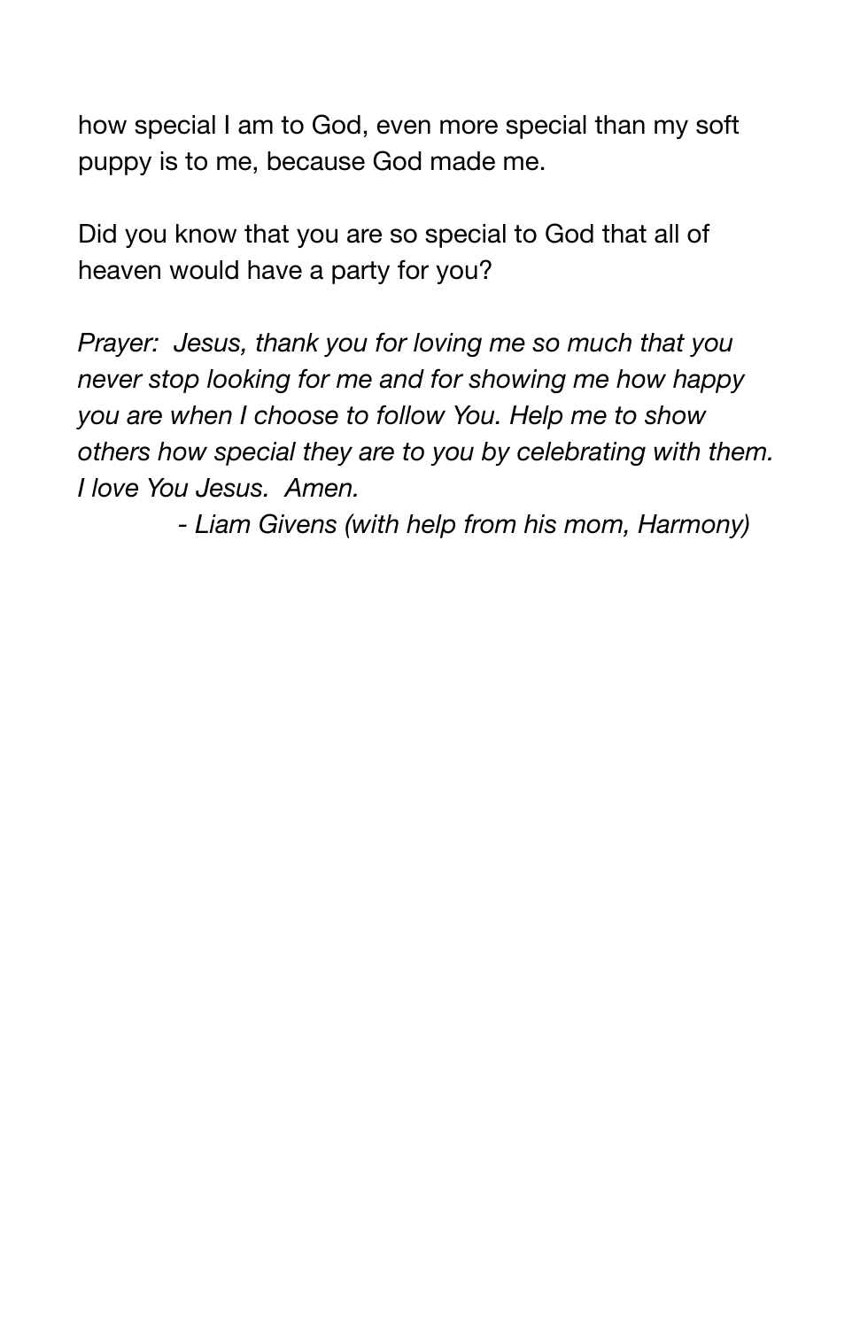how special I am to God, even more special than my soft puppy is to me, because God made me.

Did you know that you are so special to God that all of heaven would have a party for you?

*Prayer: Jesus, thank you for loving me so much that you never stop looking for me and for showing me how happy you are when I choose to follow You. Help me to show others how special they are to you by celebrating with them. I love You Jesus. Amen.*

*- Liam Givens (with help from his mom, Harmony)*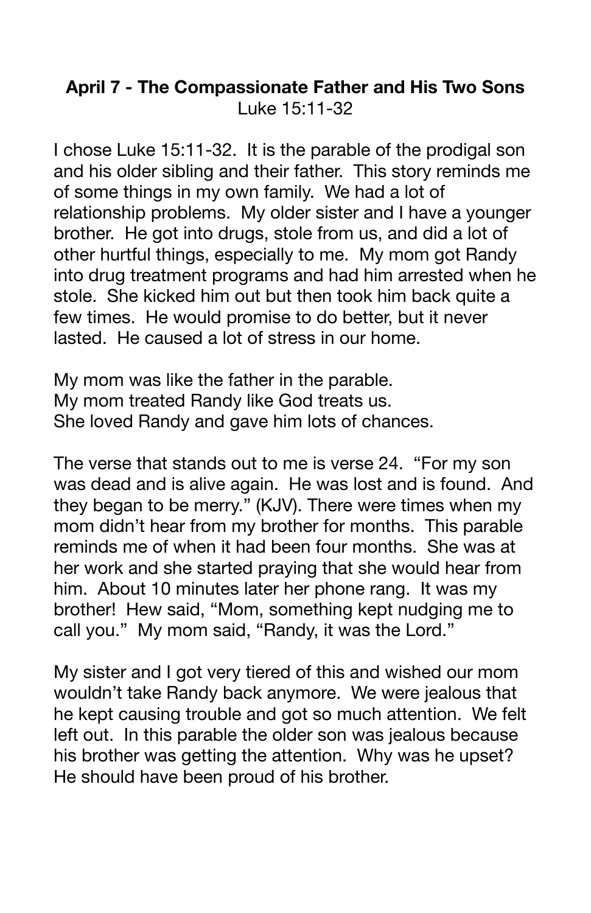**April 7 - The Compassionate Father and His Two Sons**
Luke 15:11-32

I chose Luke 15:11-32. It is the parable of the prodigal son and his older sibling and their father. This story reminds me of some things in my own family. We had a lot of relationship problems. My older sister and I have a younger brother. He got into drugs, stole from us, and did a lot of other hurtful things, especially to me. My mom got Randy into drug treatment programs and had him arrested when he stole. She kicked him out but then took him back quite a few times. He would promise to do better, but it never lasted. He caused a lot of stress in our home.

My mom was like the father in the parable.
My mom treated Randy like God treats us.
She loved Randy and gave him lots of chances.

The verse that stands out to me is verse 24. "For my son was dead and is alive again. He was lost and is found. And they began to be merry." (KJV). There were times when my mom didn't hear from my brother for months. This parable reminds me of when it had been four months. She was at her work and she started praying that she would hear from him. About 10 minutes later her phone rang. It was my brother! Hew said, "Mom, something kept nudging me to call you." My mom said, "Randy, it was the Lord."

My sister and I got very tiered of this and wished our mom wouldn't take Randy back anymore. We were jealous that he kept causing trouble and got so much attention. We felt left out. In this parable the older son was jealous because his brother was getting the attention. Why was he upset? He should have been proud of his brother.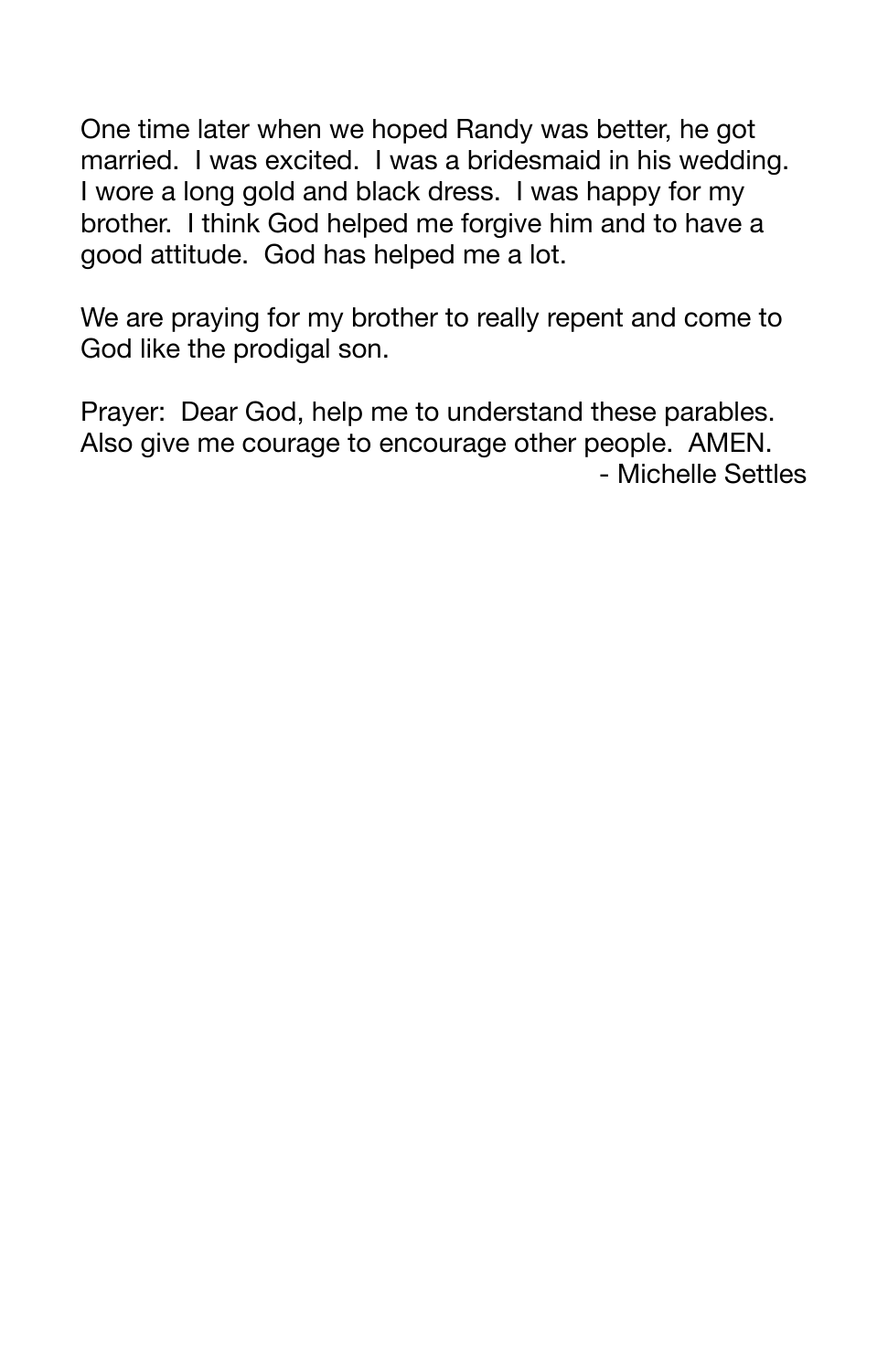One time later when we hoped Randy was better, he got married. I was excited. I was a bridesmaid in his wedding. I wore a long gold and black dress. I was happy for my brother. I think God helped me forgive him and to have a good attitude. God has helped me a lot.

We are praying for my brother to really repent and come to God like the prodigal son.

Prayer: Dear God, help me to understand these parables. Also give me courage to encourage other people. AMEN.

- Michelle Settles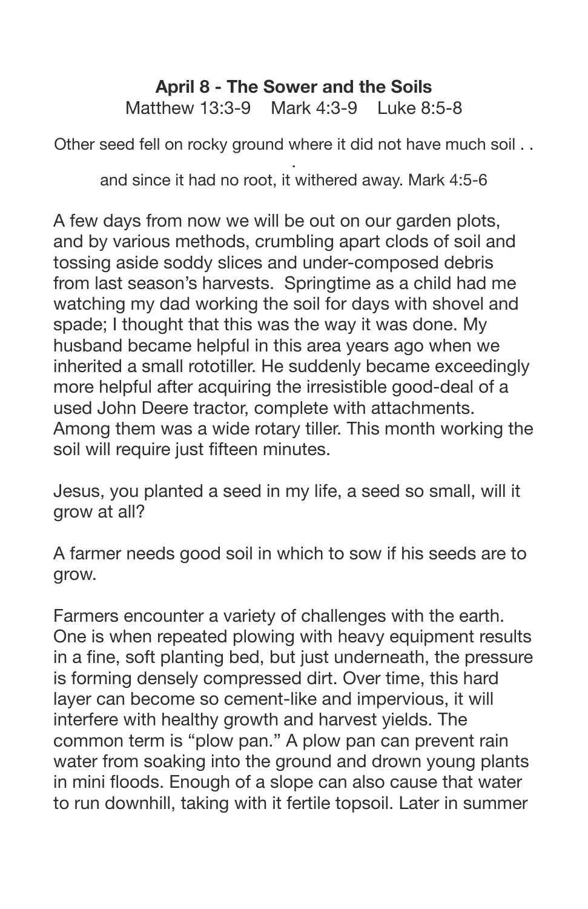**April 8 - The Sower and the Soils**

Matthew 13:3-9 Mark 4:3-9 Luke 8:5-8

Other seed fell on rocky ground where it did not have much soil . . . and since it had no root, it withered away. Mark 4:5-6

A few days from now we will be out on our garden plots, and by various methods, crumbling apart clods of soil and tossing aside soddy slices and under-composed debris from last season's harvests. Springtime as a child had me watching my dad working the soil for days with shovel and spade; I thought that this was the way it was done. My husband became helpful in this area years ago when we inherited a small rototiller. He suddenly became exceedingly more helpful after acquiring the irresistible good-deal of a used John Deere tractor, complete with attachments. Among them was a wide rotary tiller. This month working the soil will require just fifteen minutes.

Jesus, you planted a seed in my life, a seed so small, will it grow at all?

A farmer needs good soil in which to sow if his seeds are to grow.

Farmers encounter a variety of challenges with the earth. One is when repeated plowing with heavy equipment results in a fine, soft planting bed, but just underneath, the pressure is forming densely compressed dirt. Over time, this hard layer can become so cement-like and impervious, it will interfere with healthy growth and harvest yields. The common term is "plow pan." A plow pan can prevent rain water from soaking into the ground and drown young plants in mini floods. Enough of a slope can also cause that water to run downhill, taking with it fertile topsoil. Later in summer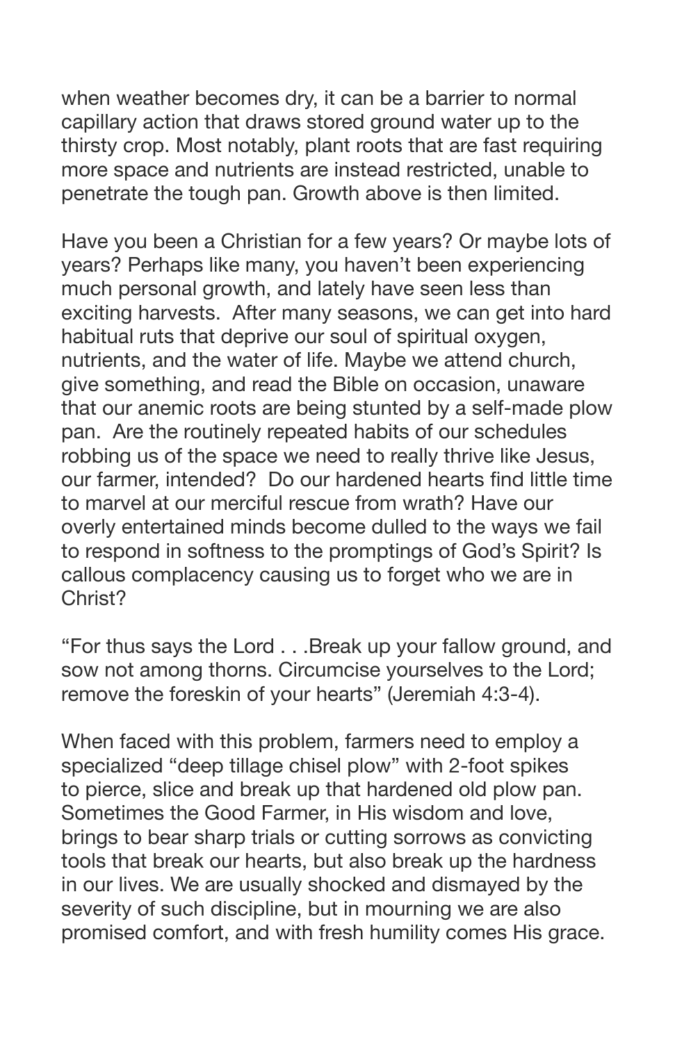when weather becomes dry, it can be a barrier to normal capillary action that draws stored ground water up to the thirsty crop. Most notably, plant roots that are fast requiring more space and nutrients are instead restricted, unable to penetrate the tough pan. Growth above is then limited.

Have you been a Christian for a few years? Or maybe lots of years? Perhaps like many, you haven't been experiencing much personal growth, and lately have seen less than exciting harvests. After many seasons, we can get into hard habitual ruts that deprive our soul of spiritual oxygen, nutrients, and the water of life. Maybe we attend church, give something, and read the Bible on occasion, unaware that our anemic roots are being stunted by a self-made plow pan. Are the routinely repeated habits of our schedules robbing us of the space we need to really thrive like Jesus, our farmer, intended? Do our hardened hearts find little time to marvel at our merciful rescue from wrath? Have our overly entertained minds become dulled to the ways we fail to respond in softness to the promptings of God's Spirit? Is callous complacency causing us to forget who we are in Christ?

"For thus says the Lord . . .Break up your fallow ground, and sow not among thorns. Circumcise yourselves to the Lord; remove the foreskin of your hearts" (Jeremiah 4:3-4).

When faced with this problem, farmers need to employ a specialized "deep tillage chisel plow" with 2-foot spikes to pierce, slice and break up that hardened old plow pan. Sometimes the Good Farmer, in His wisdom and love, brings to bear sharp trials or cutting sorrows as convicting tools that break our hearts, but also break up the hardness in our lives. We are usually shocked and dismayed by the severity of such discipline, but in mourning we are also promised comfort, and with fresh humility comes His grace.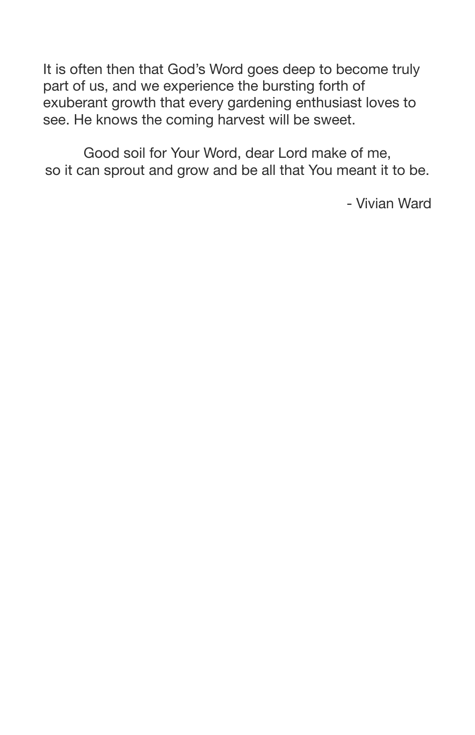It is often then that God's Word goes deep to become truly part of us, and we experience the bursting forth of exuberant growth that every gardening enthusiast loves to see. He knows the coming harvest will be sweet.

Good soil for Your Word, dear Lord make of me,  
so it can sprout and grow and be all that You meant it to be.

- Vivian Ward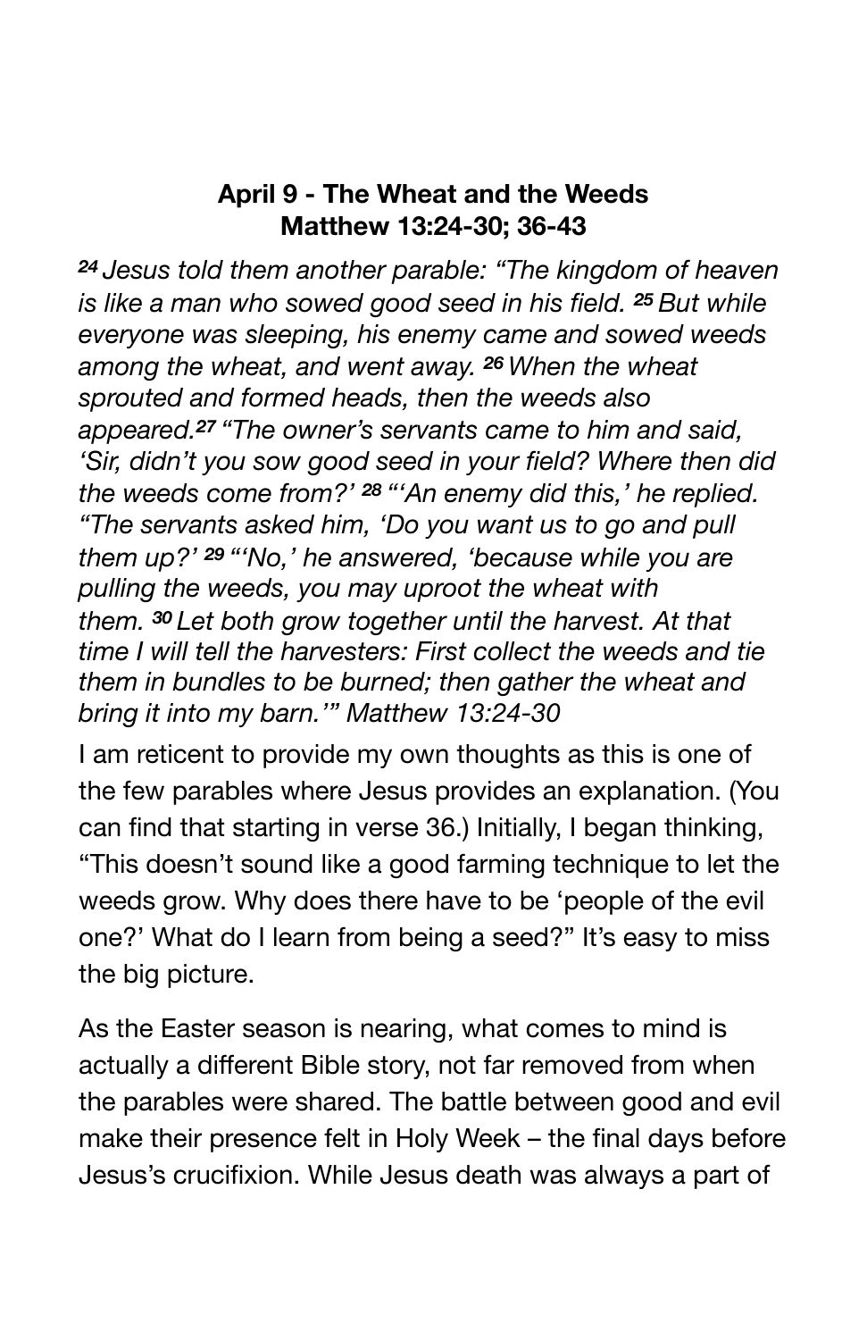**April 9 - The Wheat and the Weeds**
**Matthew 13:24-30; 36-43**

*[24] Jesus told them another parable: "The kingdom of heaven is like a man who sowed good seed in his field. [25] But while everyone was sleeping, his enemy came and sowed weeds among the wheat, and went away. [26] When the wheat sprouted and formed heads, then the weeds also appeared.[27] "The owner's servants came to him and said, 'Sir, didn't you sow good seed in your field? Where then did the weeds come from?' [28] "'An enemy did this,' he replied. "The servants asked him, 'Do you want us to go and pull them up?' [29] "'No,' he answered, 'because while you are pulling the weeds, you may uproot the wheat with them. [30] Let both grow together until the harvest. At that time I will tell the harvesters: First collect the weeds and tie them in bundles to be burned; then gather the wheat and bring it into my barn.'" Matthew 13:24-30*

I am reticent to provide my own thoughts as this is one of the few parables where Jesus provides an explanation. (You can find that starting in verse 36.) Initially, I began thinking, "This doesn't sound like a good farming technique to let the weeds grow. Why does there have to be 'people of the evil one?' What do I learn from being a seed?" It's easy to miss the big picture.

As the Easter season is nearing, what comes to mind is actually a different Bible story, not far removed from when the parables were shared. The battle between good and evil make their presence felt in Holy Week – the final days before Jesus's crucifixion. While Jesus death was always a part of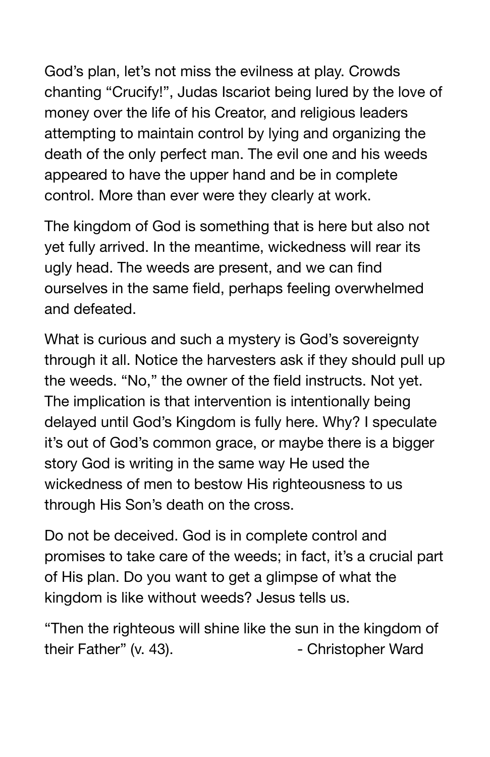God's plan, let's not miss the evilness at play. Crowds chanting "Crucify!", Judas Iscariot being lured by the love of money over the life of his Creator, and religious leaders attempting to maintain control by lying and organizing the death of the only perfect man. The evil one and his weeds appeared to have the upper hand and be in complete control. More than ever were they clearly at work.

The kingdom of God is something that is here but also not yet fully arrived. In the meantime, wickedness will rear its ugly head. The weeds are present, and we can find ourselves in the same field, perhaps feeling overwhelmed and defeated.

What is curious and such a mystery is God's sovereignty through it all. Notice the harvesters ask if they should pull up the weeds. "No," the owner of the field instructs. Not yet. The implication is that intervention is intentionally being delayed until God's Kingdom is fully here. Why? I speculate it's out of God's common grace, or maybe there is a bigger story God is writing in the same way He used the wickedness of men to bestow His righteousness to us through His Son's death on the cross.

Do not be deceived. God is in complete control and promises to take care of the weeds; in fact, it's a crucial part of His plan. Do you want to get a glimpse of what the kingdom is like without weeds? Jesus tells us.

"Then the righteous will shine like the sun in the kingdom of their Father" (v. 43). - Christopher Ward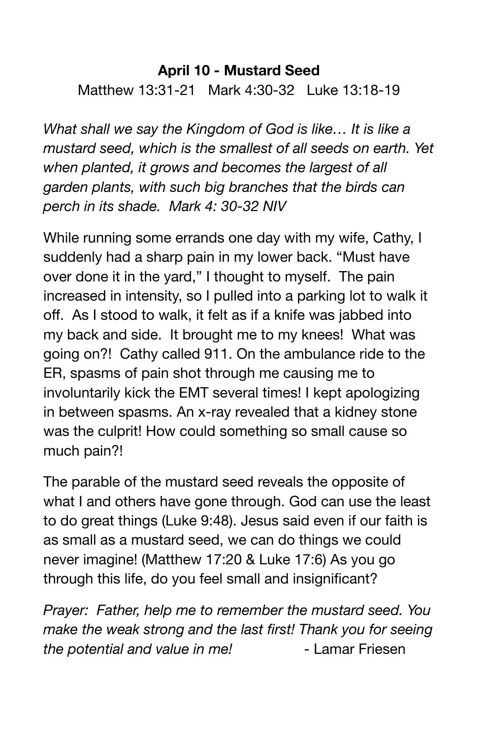**April 10 - Mustard Seed**

Matthew 13:31-21   Mark 4:30-32   Luke 13:18-19

*What shall we say the Kingdom of God is like… It is like a mustard seed, which is the smallest of all seeds on earth. Yet when planted, it grows and becomes the largest of all garden plants, with such big branches that the birds can perch in its shade.  Mark 4: 30-32 NIV*

While running some errands one day with my wife, Cathy, I suddenly had a sharp pain in my lower back. "Must have over done it in the yard," I thought to myself.  The pain increased in intensity, so I pulled into a parking lot to walk it off.  As I stood to walk, it felt as if a knife was jabbed into my back and side.  It brought me to my knees!  What was going on?!  Cathy called 911. On the ambulance ride to the ER, spasms of pain shot through me causing me to involuntarily kick the EMT several times! I kept apologizing in between spasms. An x-ray revealed that a kidney stone was the culprit! How could something so small cause so much pain?!

The parable of the mustard seed reveals the opposite of what I and others have gone through. God can use the least to do great things (Luke 9:48). Jesus said even if our faith is as small as a mustard seed, we can do things we could never imagine! (Matthew 17:20 & Luke 17:6) As you go through this life, do you feel small and insignificant?

*Prayer:  Father, help me to remember the mustard seed. You make the weak strong and the last first! Thank you for seeing the potential and value in me!*   - Lamar Friesen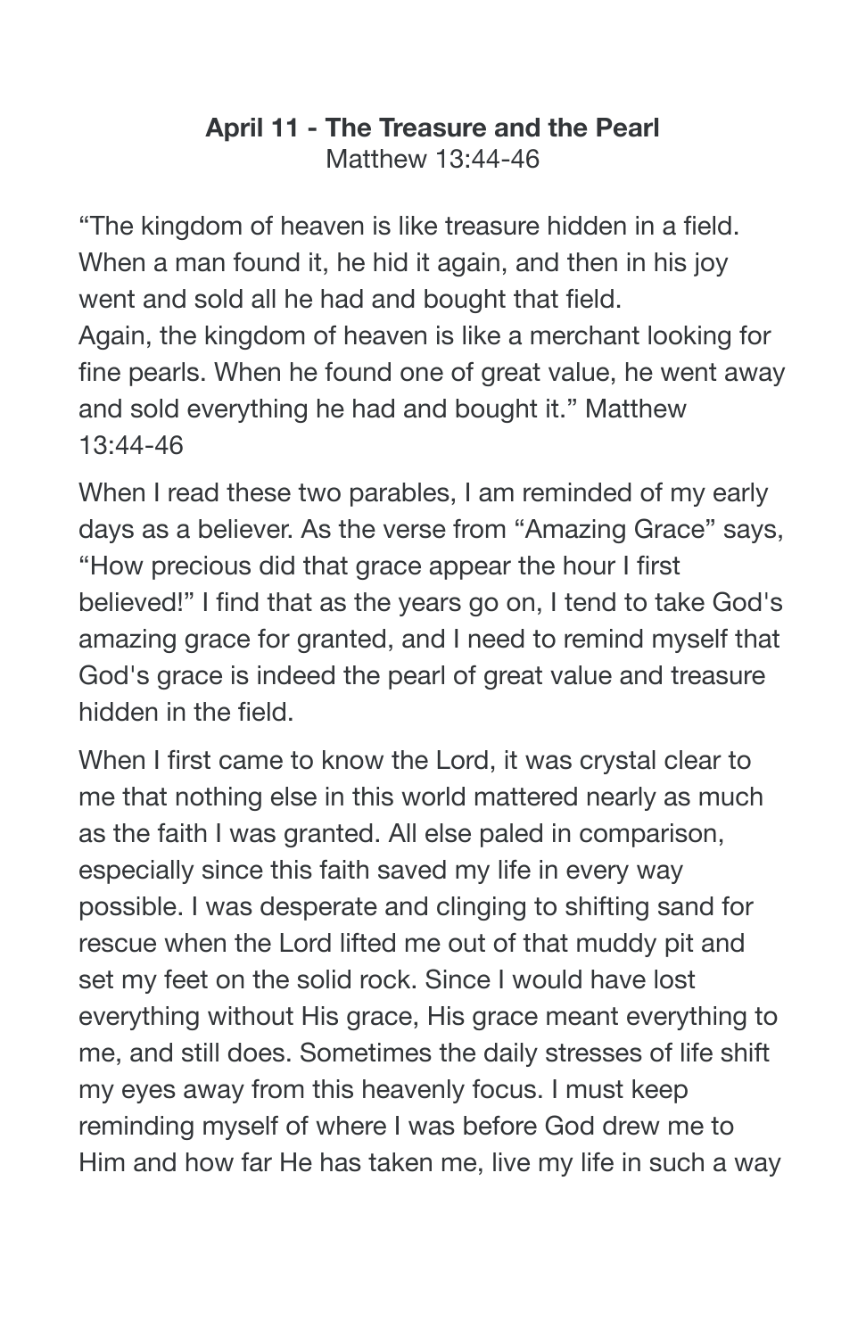**April 11 - The Treasure and the Pearl**
Matthew 13:44-46

"The kingdom of heaven is like treasure hidden in a field. When a man found it, he hid it again, and then in his joy went and sold all he had and bought that field.
Again, the kingdom of heaven is like a merchant looking for fine pearls. When he found one of great value, he went away and sold everything he had and bought it." Matthew 13:44-46

When I read these two parables, I am reminded of my early days as a believer. As the verse from "Amazing Grace" says, "How precious did that grace appear the hour I first believed!" I find that as the years go on, I tend to take God's amazing grace for granted, and I need to remind myself that God's grace is indeed the pearl of great value and treasure hidden in the field.

When I first came to know the Lord, it was crystal clear to me that nothing else in this world mattered nearly as much as the faith I was granted. All else paled in comparison, especially since this faith saved my life in every way possible. I was desperate and clinging to shifting sand for rescue when the Lord lifted me out of that muddy pit and set my feet on the solid rock. Since I would have lost everything without His grace, His grace meant everything to me, and still does. Sometimes the daily stresses of life shift my eyes away from this heavenly focus. I must keep reminding myself of where I was before God drew me to Him and how far He has taken me, live my life in such a way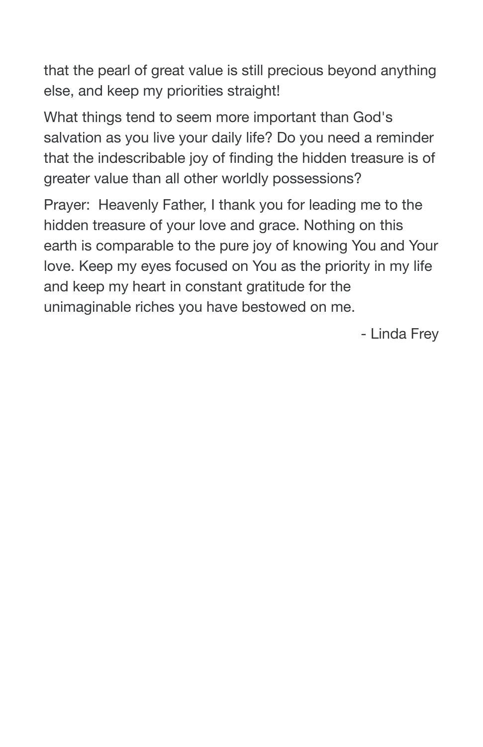that the pearl of great value is still precious beyond anything else, and keep my priorities straight!

What things tend to seem more important than God's salvation as you live your daily life? Do you need a reminder that the indescribable joy of finding the hidden treasure is of greater value than all other worldly possessions?

Prayer:  Heavenly Father, I thank you for leading me to the hidden treasure of your love and grace. Nothing on this earth is comparable to the pure joy of knowing You and Your love. Keep my eyes focused on You as the priority in my life and keep my heart in constant gratitude for the unimaginable riches you have bestowed on me.

- Linda Frey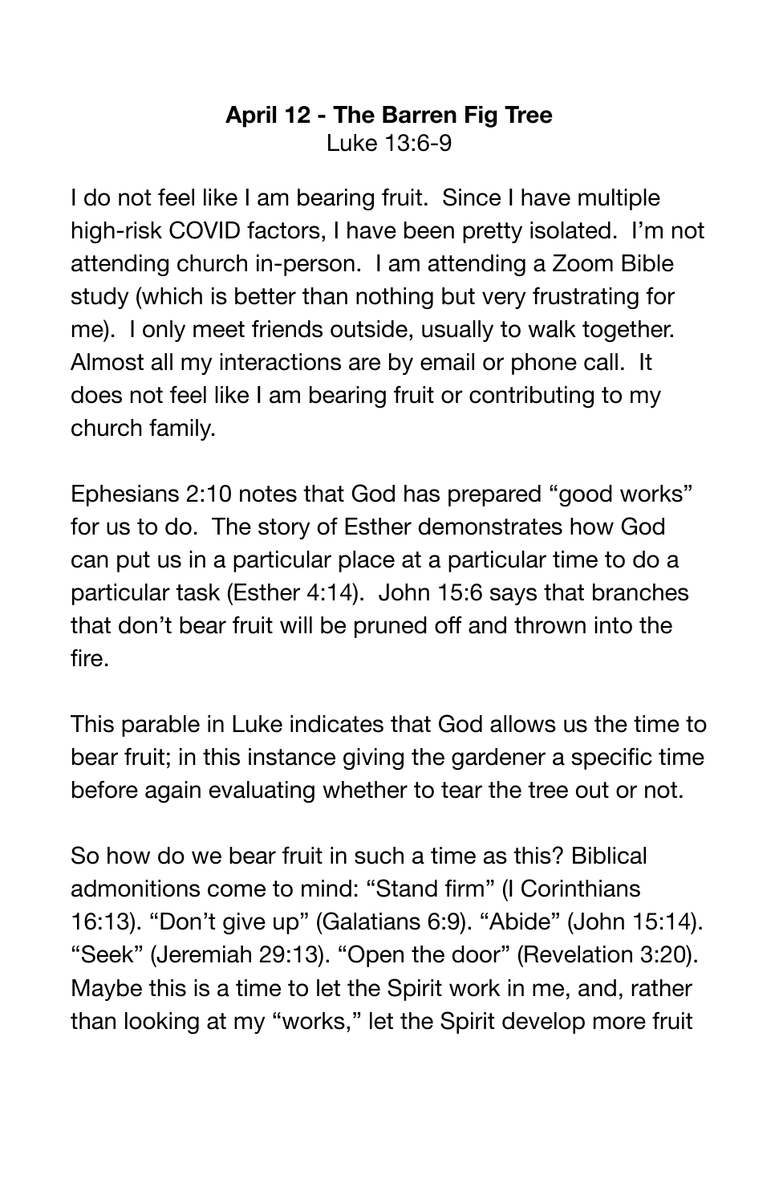**April 12 - The Barren Fig Tree**
Luke 13:6-9

I do not feel like I am bearing fruit. Since I have multiple high-risk COVID factors, I have been pretty isolated. I'm not attending church in-person. I am attending a Zoom Bible study (which is better than nothing but very frustrating for me). I only meet friends outside, usually to walk together. Almost all my interactions are by email or phone call. It does not feel like I am bearing fruit or contributing to my church family.

Ephesians 2:10 notes that God has prepared "good works" for us to do. The story of Esther demonstrates how God can put us in a particular place at a particular time to do a particular task (Esther 4:14). John 15:6 says that branches that don't bear fruit will be pruned off and thrown into the fire.

This parable in Luke indicates that God allows us the time to bear fruit; in this instance giving the gardener a specific time before again evaluating whether to tear the tree out or not.

So how do we bear fruit in such a time as this? Biblical admonitions come to mind: "Stand firm" (I Corinthians 16:13). "Don't give up" (Galatians 6:9). "Abide" (John 15:14). "Seek" (Jeremiah 29:13). "Open the door" (Revelation 3:20). Maybe this is a time to let the Spirit work in me, and, rather than looking at my "works," let the Spirit develop more fruit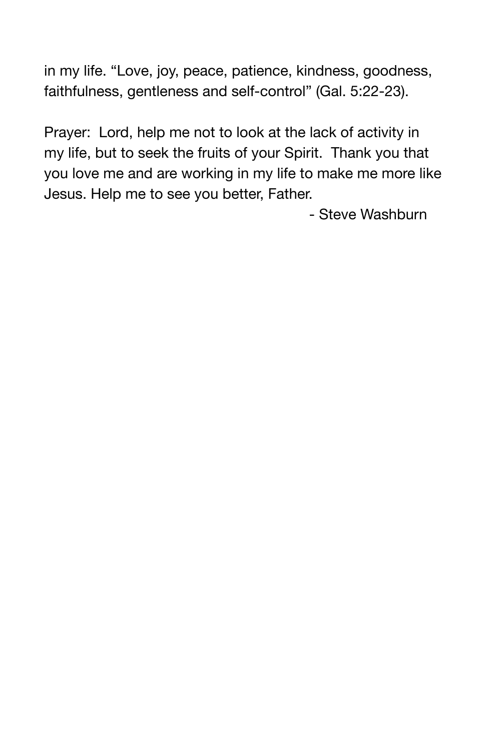in my life. “Love, joy, peace, patience, kindness, goodness, faithfulness, gentleness and self-control” (Gal. 5:22-23).

Prayer:  Lord, help me not to look at the lack of activity in my life, but to seek the fruits of your Spirit.  Thank you that you love me and are working in my life to make me more like Jesus. Help me to see you better, Father.

- Steve Washburn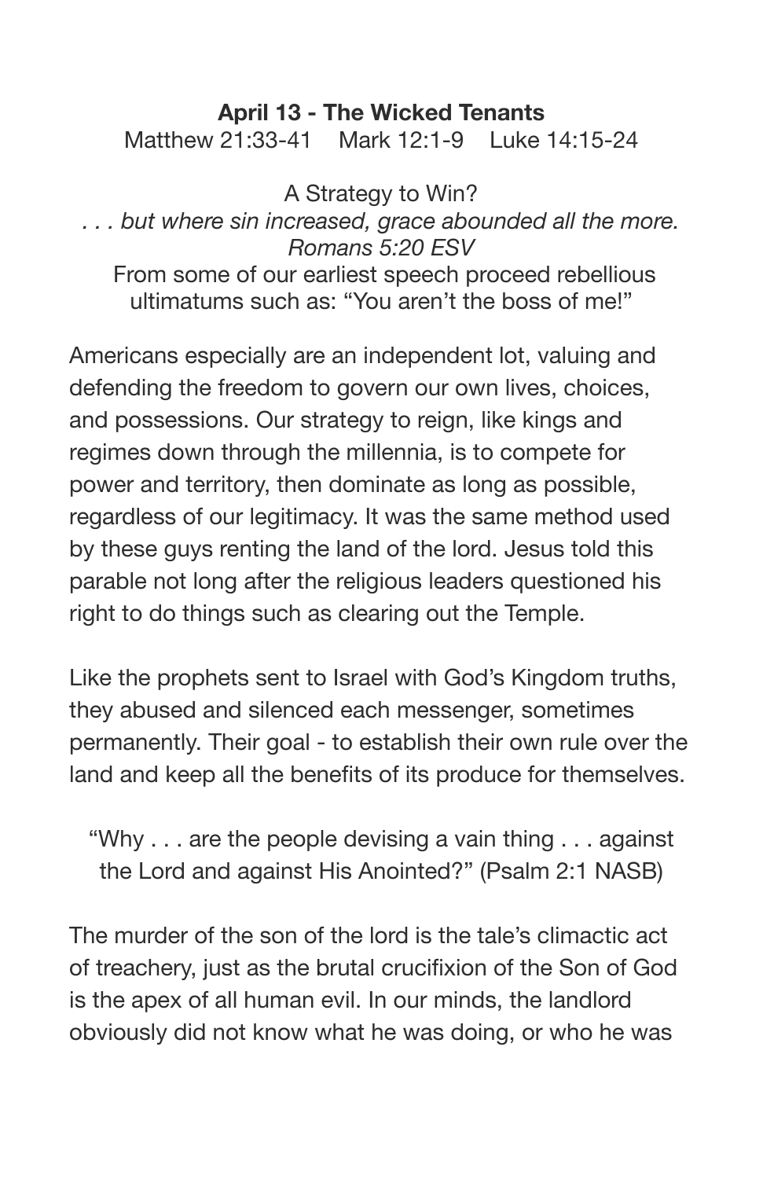**April 13 - The Wicked Tenants**

Matthew 21:33-41 Mark 12:1-9 Luke 14:15-24

A Strategy to Win?

*. . . but where sin increased, grace abounded all the more.*
*Romans 5:20 ESV*

From some of our earliest speech proceed rebellious ultimatums such as: “You aren’t the boss of me!”

Americans especially are an independent lot, valuing and defending the freedom to govern our own lives, choices, and possessions. Our strategy to reign, like kings and regimes down through the millennia, is to compete for power and territory, then dominate as long as possible, regardless of our legitimacy. It was the same method used by these guys renting the land of the lord. Jesus told this parable not long after the religious leaders questioned his right to do things such as clearing out the Temple.

Like the prophets sent to Israel with God’s Kingdom truths, they abused and silenced each messenger, sometimes permanently. Their goal - to establish their own rule over the land and keep all the benefits of its produce for themselves.

“Why . . . are the people devising a vain thing . . . against the Lord and against His Anointed?” (Psalm 2:1 NASB)

The murder of the son of the lord is the tale’s climactic act of treachery, just as the brutal crucifixion of the Son of God is the apex of all human evil. In our minds, the landlord obviously did not know what he was doing, or who he was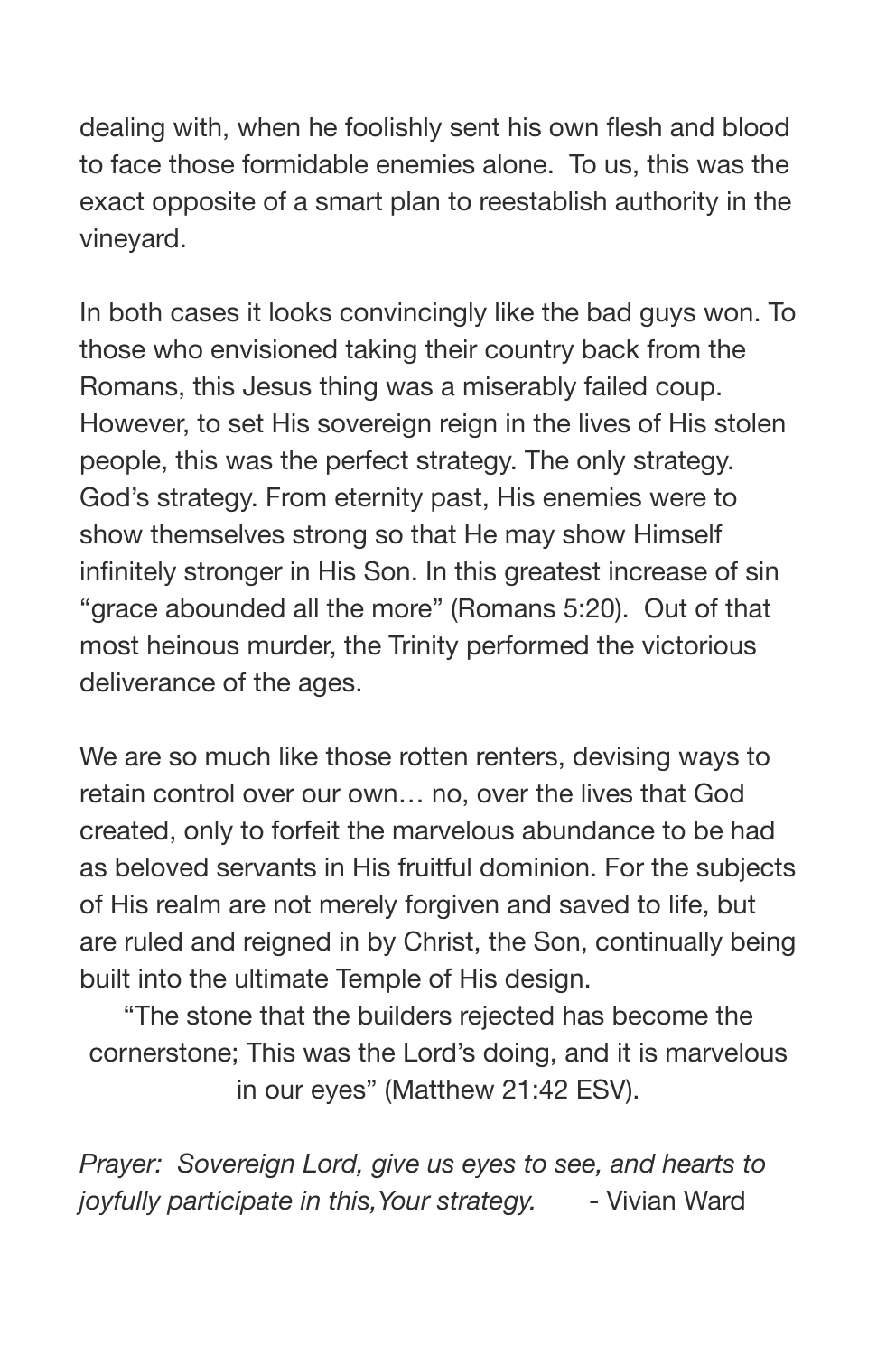dealing with, when he foolishly sent his own flesh and blood to face those formidable enemies alone. To us, this was the exact opposite of a smart plan to reestablish authority in the vineyard.

In both cases it looks convincingly like the bad guys won. To those who envisioned taking their country back from the Romans, this Jesus thing was a miserably failed coup. However, to set His sovereign reign in the lives of His stolen people, this was the perfect strategy. The only strategy. God's strategy. From eternity past, His enemies were to show themselves strong so that He may show Himself infinitely stronger in His Son. In this greatest increase of sin "grace abounded all the more" (Romans 5:20). Out of that most heinous murder, the Trinity performed the victorious deliverance of the ages.

We are so much like those rotten renters, devising ways to retain control over our own… no, over the lives that God created, only to forfeit the marvelous abundance to be had as beloved servants in His fruitful dominion. For the subjects of His realm are not merely forgiven and saved to life, but are ruled and reigned in by Christ, the Son, continually being built into the ultimate Temple of His design.

"The stone that the builders rejected has become the cornerstone; This was the Lord's doing, and it is marvelous in our eyes" (Matthew 21:42 ESV).

*Prayer: Sovereign Lord, give us eyes to see, and hearts to joyfully participate in this,Your strategy.* - Vivian Ward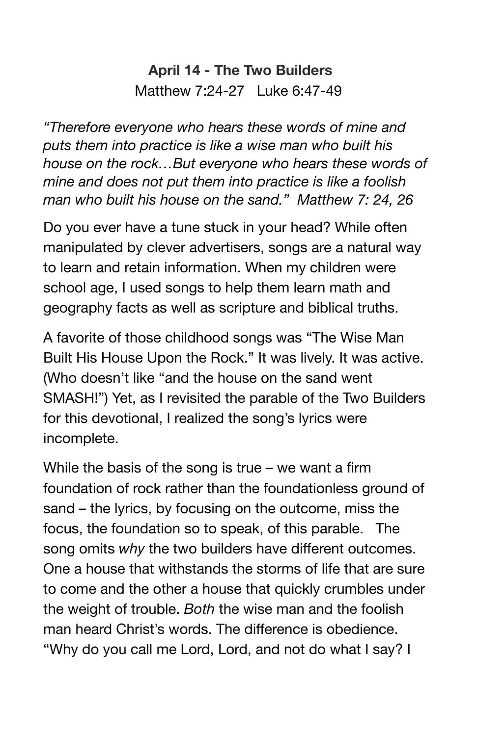**April 14 - The Two Builders**

Matthew 7:24-27   Luke 6:47-49

*"Therefore everyone who hears these words of mine and puts them into practice is like a wise man who built his house on the rock…But everyone who hears these words of mine and does not put them into practice is like a foolish man who built his house on the sand."  Matthew 7: 24, 26*

Do you ever have a tune stuck in your head? While often manipulated by clever advertisers, songs are a natural way to learn and retain information. When my children were school age, I used songs to help them learn math and geography facts as well as scripture and biblical truths.

A favorite of those childhood songs was "The Wise Man Built His House Upon the Rock." It was lively. It was active. (Who doesn't like "and the house on the sand went SMASH!") Yet, as I revisited the parable of the Two Builders for this devotional, I realized the song's lyrics were incomplete.

While the basis of the song is true – we want a firm foundation of rock rather than the foundationless ground of sand – the lyrics, by focusing on the outcome, miss the focus, the foundation so to speak, of this parable.   The song omits *why* the two builders have different outcomes. One a house that withstands the storms of life that are sure to come and the other a house that quickly crumbles under the weight of trouble. *Both* the wise man and the foolish man heard Christ's words. The difference is obedience. "Why do you call me Lord, Lord, and not do what I say? I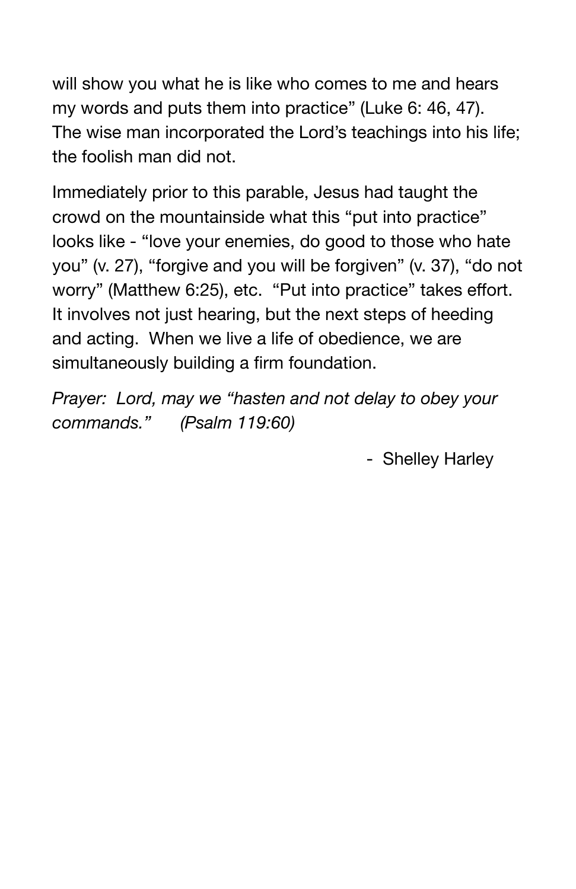will show you what he is like who comes to me and hears my words and puts them into practice" (Luke 6: 46, 47). The wise man incorporated the Lord's teachings into his life; the foolish man did not.

Immediately prior to this parable, Jesus had taught the crowd on the mountainside what this "put into practice" looks like - "love your enemies, do good to those who hate you" (v. 27), "forgive and you will be forgiven" (v. 37), "do not worry" (Matthew 6:25), etc. "Put into practice" takes effort. It involves not just hearing, but the next steps of heeding and acting. When we live a life of obedience, we are simultaneously building a firm foundation.

*Prayer: Lord, may we "hasten and not delay to obey your commands." (Psalm 119:60)*

- Shelley Harley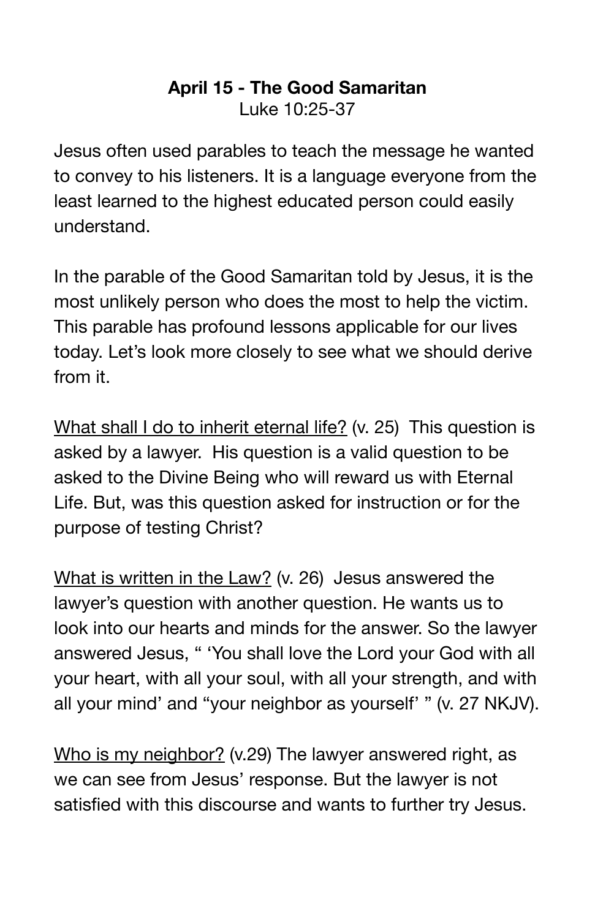**April 15 - The Good Samaritan**
Luke 10:25-37

Jesus often used parables to teach the message he wanted to convey to his listeners. It is a language everyone from the least learned to the highest educated person could easily understand.

In the parable of the Good Samaritan told by Jesus, it is the most unlikely person who does the most to help the victim. This parable has profound lessons applicable for our lives today. Let's look more closely to see what we should derive from it.

<u>What shall I do to inherit eternal life?</u> (v. 25) This question is asked by a lawyer. His question is a valid question to be asked to the Divine Being who will reward us with Eternal Life. But, was this question asked for instruction or for the purpose of testing Christ?

<u>What is written in the Law?</u> (v. 26) Jesus answered the lawyer's question with another question. He wants us to look into our hearts and minds for the answer. So the lawyer answered Jesus, " 'You shall love the Lord your God with all your heart, with all your soul, with all your strength, and with all your mind' and "your neighbor as yourself' " (v. 27 NKJV).

<u>Who is my neighbor?</u> (v.29) The lawyer answered right, as we can see from Jesus' response. But the lawyer is not satisfied with this discourse and wants to further try Jesus.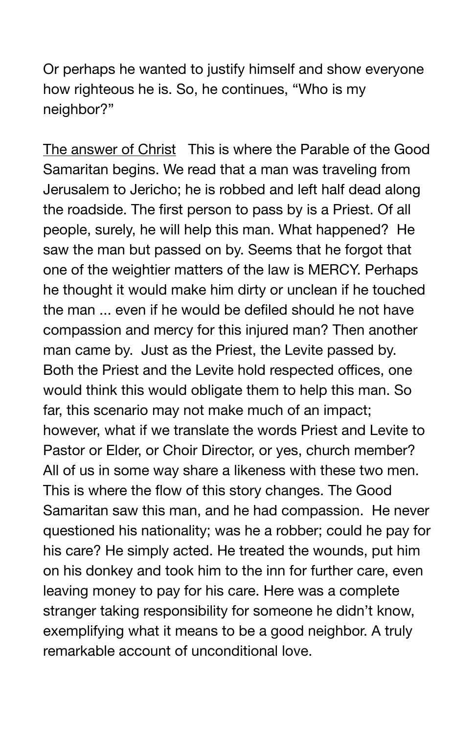Or perhaps he wanted to justify himself and show everyone how righteous he is. So, he continues, “Who is my neighbor?”

<u>The answer of Christ</u> This is where the Parable of the Good Samaritan begins. We read that a man was traveling from Jerusalem to Jericho; he is robbed and left half dead along the roadside. The first person to pass by is a Priest. Of all people, surely, he will help this man. What happened? He saw the man but passed on by. Seems that he forgot that one of the weightier matters of the law is MERCY. Perhaps he thought it would make him dirty or unclean if he touched the man ... even if he would be defiled should he not have compassion and mercy for this injured man? Then another man came by. Just as the Priest, the Levite passed by. Both the Priest and the Levite hold respected offices, one would think this would obligate them to help this man. So far, this scenario may not make much of an impact; however, what if we translate the words Priest and Levite to Pastor or Elder, or Choir Director, or yes, church member? All of us in some way share a likeness with these two men. This is where the flow of this story changes. The Good Samaritan saw this man, and he had compassion. He never questioned his nationality; was he a robber; could he pay for his care? He simply acted. He treated the wounds, put him on his donkey and took him to the inn for further care, even leaving money to pay for his care. Here was a complete stranger taking responsibility for someone he didn’t know, exemplifying what it means to be a good neighbor. A truly remarkable account of unconditional love.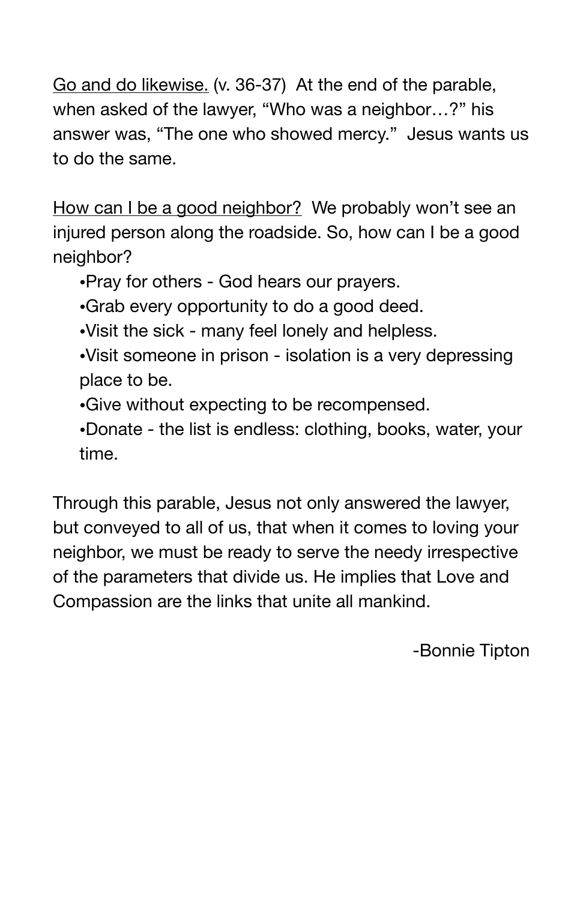<u>Go and do likewise.</u> (v. 36-37)  At the end of the parable, when asked of the lawyer, "Who was a neighbor…?" his answer was, "The one who showed mercy."  Jesus wants us to do the same.

<u>How can I be a good neighbor?</u>  We probably won't see an injured person along the roadside. So, how can I be a good neighbor?

- Pray for others - God hears our prayers.
- Grab every opportunity to do a good deed.
- Visit the sick - many feel lonely and helpless.
- Visit someone in prison - isolation is a very depressing place to be.
- Give without expecting to be recompensed.
- Donate - the list is endless: clothing, books, water, your time.

Through this parable, Jesus not only answered the lawyer, but conveyed to all of us, that when it comes to loving your neighbor, we must be ready to serve the needy irrespective of the parameters that divide us. He implies that Love and Compassion are the links that unite all mankind.

-Bonnie Tipton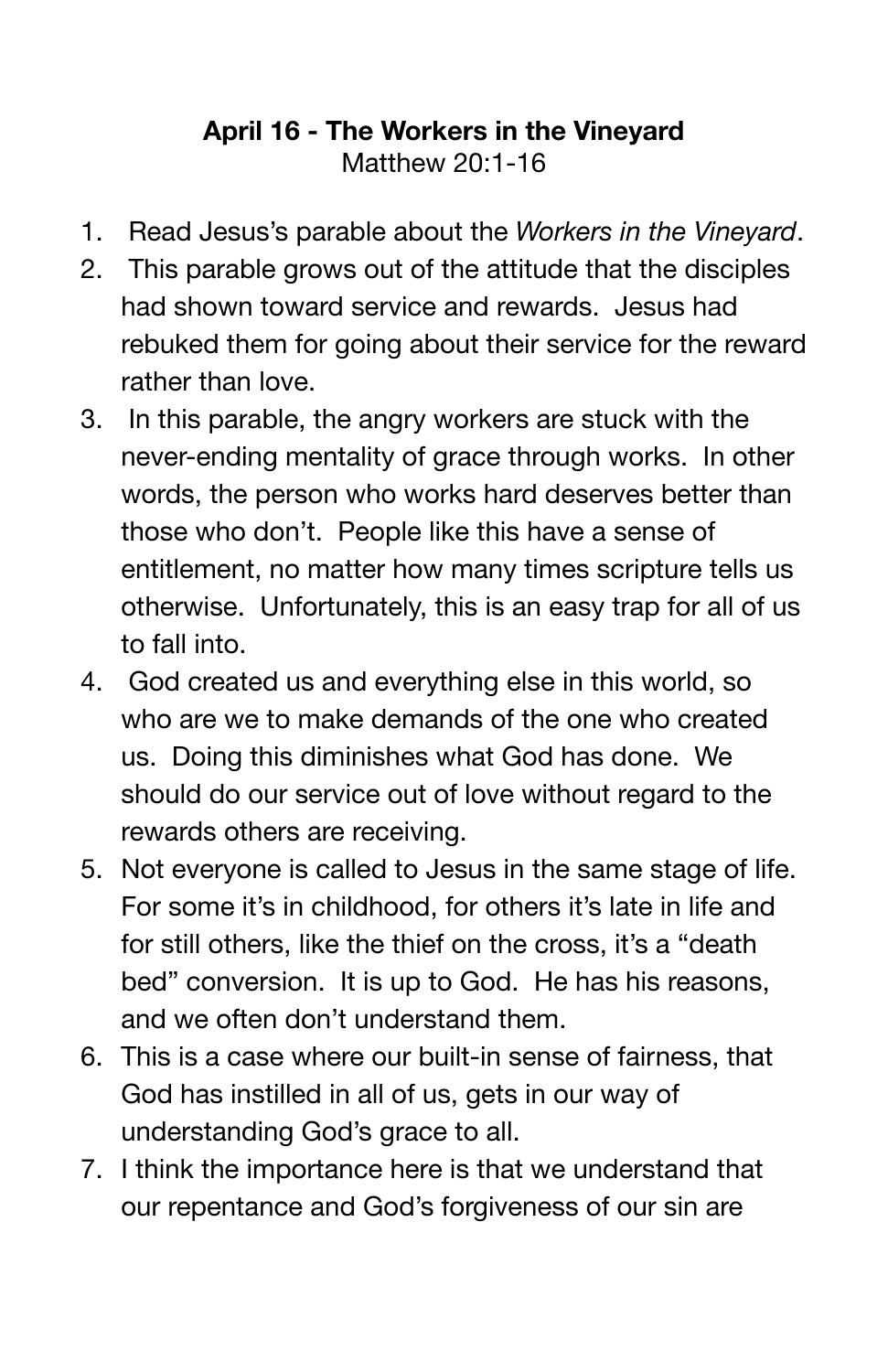**April 16 - The Workers in the Vineyard**
Matthew 20:1-16

1. Read Jesus's parable about the *Workers in the Vineyard*.
2. This parable grows out of the attitude that the disciples had shown toward service and rewards. Jesus had rebuked them for going about their service for the reward rather than love.
3. In this parable, the angry workers are stuck with the never-ending mentality of grace through works. In other words, the person who works hard deserves better than those who don't. People like this have a sense of entitlement, no matter how many times scripture tells us otherwise. Unfortunately, this is an easy trap for all of us to fall into.
4. God created us and everything else in this world, so who are we to make demands of the one who created us. Doing this diminishes what God has done. We should do our service out of love without regard to the rewards others are receiving.
5. Not everyone is called to Jesus in the same stage of life. For some it's in childhood, for others it's late in life and for still others, like the thief on the cross, it's a "death bed" conversion. It is up to God. He has his reasons, and we often don't understand them.
6. This is a case where our built-in sense of fairness, that God has instilled in all of us, gets in our way of understanding God's grace to all.
7. I think the importance here is that we understand that our repentance and God's forgiveness of our sin are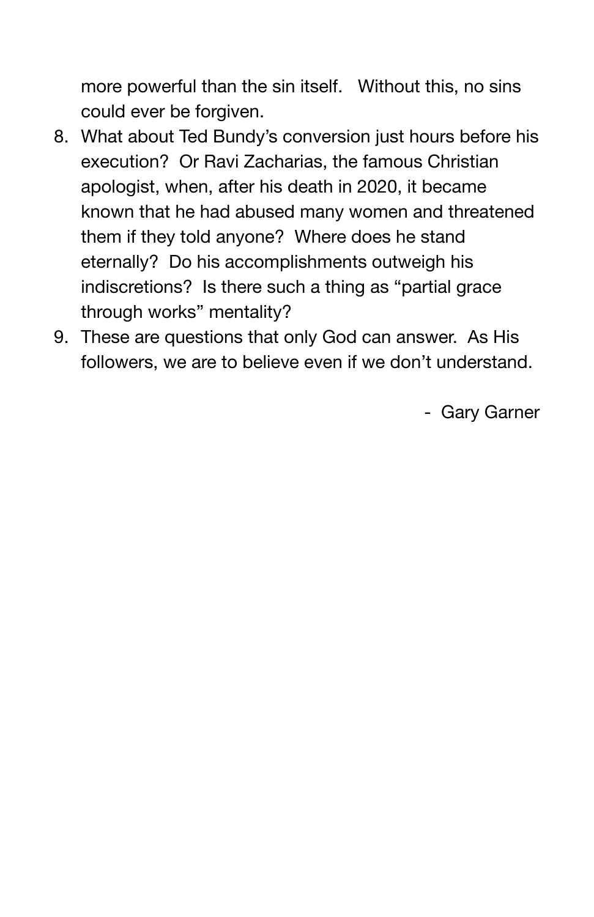more powerful than the sin itself. Without this, no sins could ever be forgiven.

8. What about Ted Bundy's conversion just hours before his execution? Or Ravi Zacharias, the famous Christian apologist, when, after his death in 2020, it became known that he had abused many women and threatened them if they told anyone? Where does he stand eternally? Do his accomplishments outweigh his indiscretions? Is there such a thing as "partial grace through works" mentality?
9. These are questions that only God can answer. As His followers, we are to believe even if we don't understand.

- Gary Garner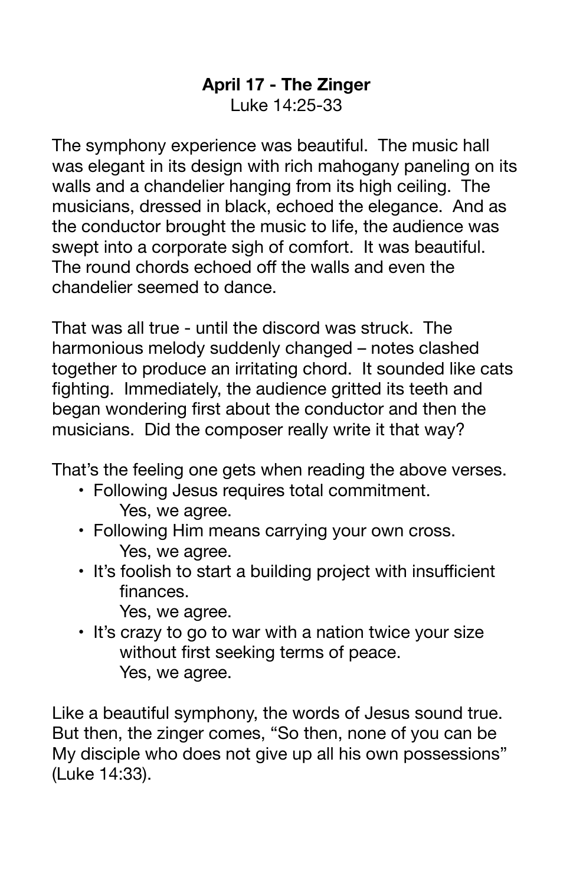**April 17 - The Zinger**
Luke 14:25-33

The symphony experience was beautiful. The music hall was elegant in its design with rich mahogany paneling on its walls and a chandelier hanging from its high ceiling. The musicians, dressed in black, echoed the elegance. And as the conductor brought the music to life, the audience was swept into a corporate sigh of comfort. It was beautiful. The round chords echoed off the walls and even the chandelier seemed to dance.

That was all true - until the discord was struck. The harmonious melody suddenly changed – notes clashed together to produce an irritating chord. It sounded like cats fighting. Immediately, the audience gritted its teeth and began wondering first about the conductor and then the musicians. Did the composer really write it that way?

That's the feeling one gets when reading the above verses.

- Following Jesus requires total commitment.
  Yes, we agree.
- Following Him means carrying your own cross.
  Yes, we agree.
- It's foolish to start a building project with insufficient finances.
  Yes, we agree.
- It's crazy to go to war with a nation twice your size without first seeking terms of peace.
  Yes, we agree.

Like a beautiful symphony, the words of Jesus sound true. But then, the zinger comes, "So then, none of you can be My disciple who does not give up all his own possessions" (Luke 14:33).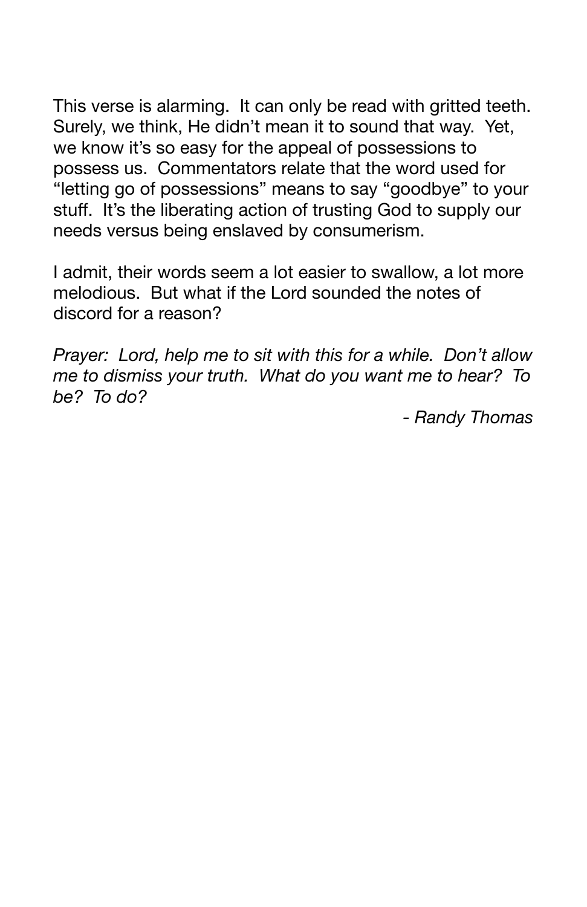This verse is alarming. It can only be read with gritted teeth. Surely, we think, He didn't mean it to sound that way. Yet, we know it's so easy for the appeal of possessions to possess us. Commentators relate that the word used for "letting go of possessions" means to say "goodbye" to your stuff. It's the liberating action of trusting God to supply our needs versus being enslaved by consumerism.

I admit, their words seem a lot easier to swallow, a lot more melodious. But what if the Lord sounded the notes of discord for a reason?

*Prayer: Lord, help me to sit with this for a while. Don't allow me to dismiss your truth. What do you want me to hear? To be? To do?*

*- Randy Thomas*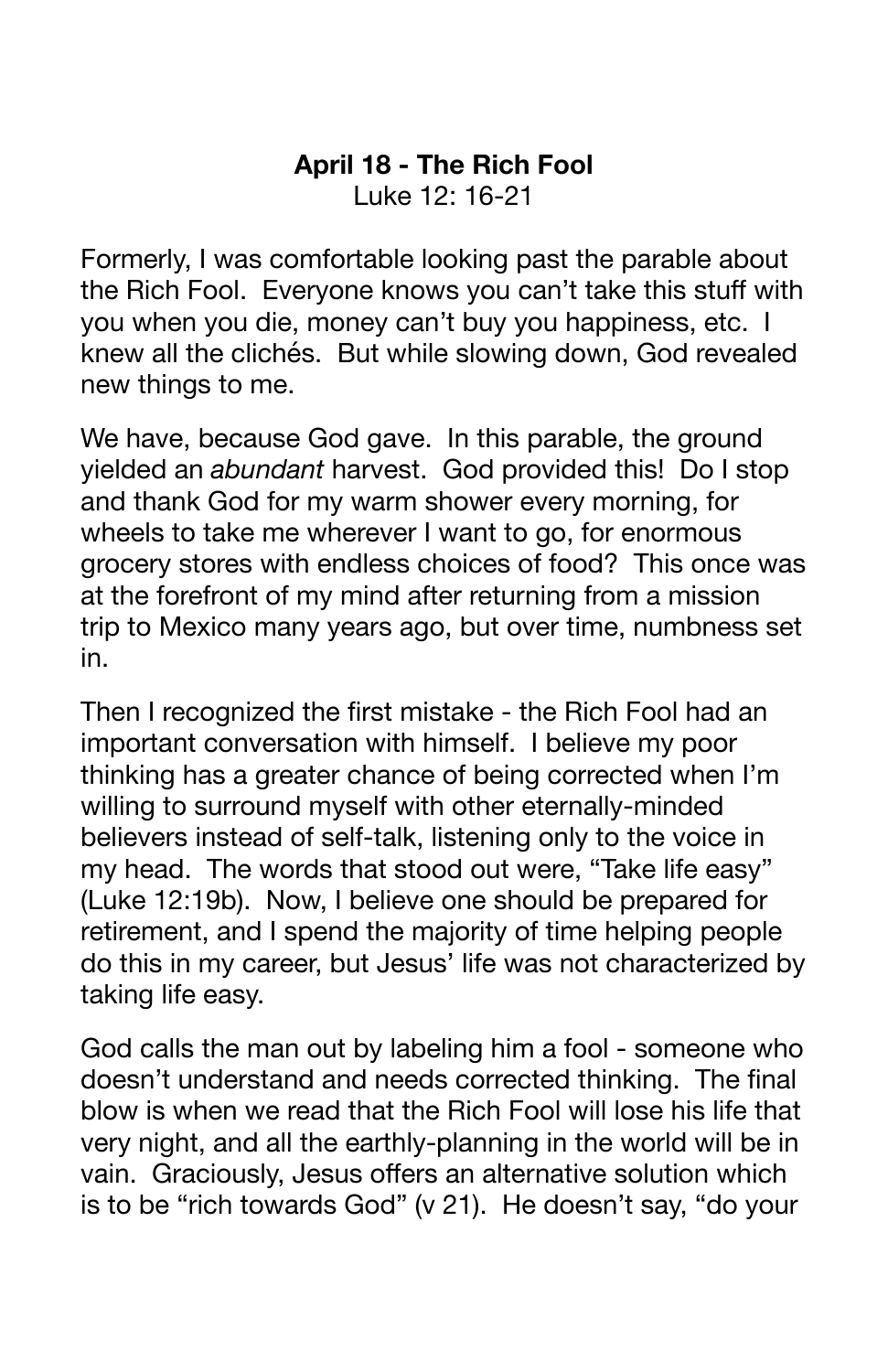**April 18 - The Rich Fool**
Luke 12: 16-21

Formerly, I was comfortable looking past the parable about the Rich Fool. Everyone knows you can't take this stuff with you when you die, money can't buy you happiness, etc. I knew all the clichés. But while slowing down, God revealed new things to me.

We have, because God gave. In this parable, the ground yielded an *abundant* harvest. God provided this! Do I stop and thank God for my warm shower every morning, for wheels to take me wherever I want to go, for enormous grocery stores with endless choices of food? This once was at the forefront of my mind after returning from a mission trip to Mexico many years ago, but over time, numbness set in.

Then I recognized the first mistake - the Rich Fool had an important conversation with himself. I believe my poor thinking has a greater chance of being corrected when I'm willing to surround myself with other eternally-minded believers instead of self-talk, listening only to the voice in my head. The words that stood out were, "Take life easy" (Luke 12:19b). Now, I believe one should be prepared for retirement, and I spend the majority of time helping people do this in my career, but Jesus' life was not characterized by taking life easy.

God calls the man out by labeling him a fool - someone who doesn't understand and needs corrected thinking. The final blow is when we read that the Rich Fool will lose his life that very night, and all the earthly-planning in the world will be in vain. Graciously, Jesus offers an alternative solution which is to be "rich towards God" (v 21). He doesn't say, "do your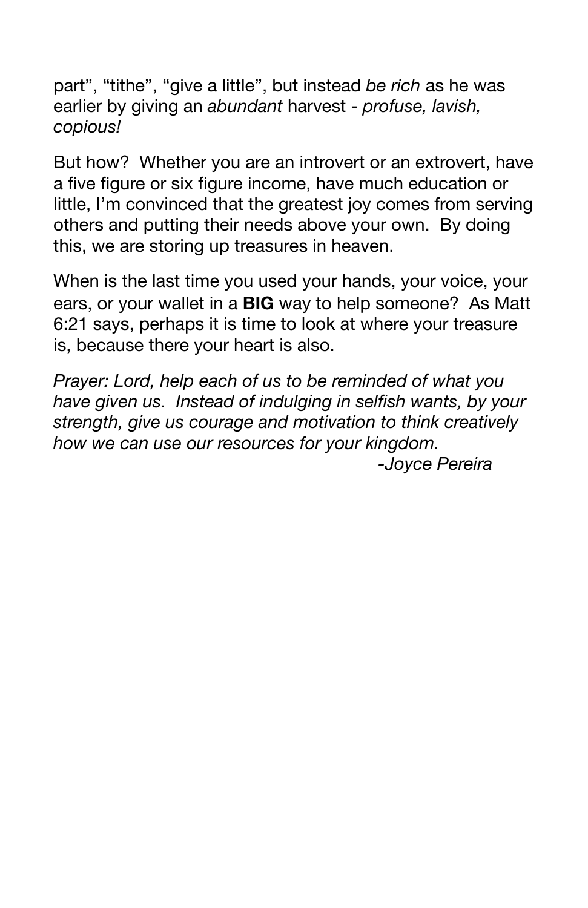part", "tithe", "give a little", but instead *be rich* as he was earlier by giving an *abundant* harvest - *profuse, lavish, copious!*

But how?  Whether you are an introvert or an extrovert, have a five figure or six figure income, have much education or little, I'm convinced that the greatest joy comes from serving others and putting their needs above your own.  By doing this, we are storing up treasures in heaven.

When is the last time you used your hands, your voice, your ears, or your wallet in a **BIG** way to help someone?  As Matt 6:21 says, perhaps it is time to look at where your treasure is, because there your heart is also.

*Prayer: Lord, help each of us to be reminded of what you have given us.  Instead of indulging in selfish wants, by your strength, give us courage and motivation to think creatively how we can use our resources for your kingdom.*

*-Joyce Pereira*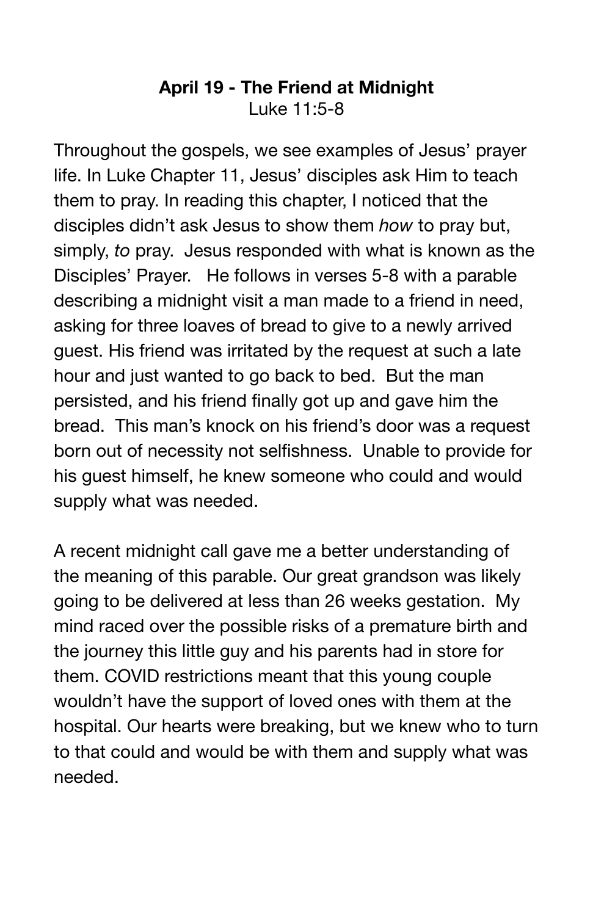## **April 19 - The Friend at Midnight**

Luke 11:5-8

Throughout the gospels, we see examples of Jesus' prayer life. In Luke Chapter 11, Jesus' disciples ask Him to teach them to pray. In reading this chapter, I noticed that the disciples didn't ask Jesus to show them *how* to pray but, simply, *to* pray. Jesus responded with what is known as the Disciples' Prayer. He follows in verses 5-8 with a parable describing a midnight visit a man made to a friend in need, asking for three loaves of bread to give to a newly arrived guest. His friend was irritated by the request at such a late hour and just wanted to go back to bed. But the man persisted, and his friend finally got up and gave him the bread. This man's knock on his friend's door was a request born out of necessity not selfishness. Unable to provide for his guest himself, he knew someone who could and would supply what was needed.

A recent midnight call gave me a better understanding of the meaning of this parable. Our great grandson was likely going to be delivered at less than 26 weeks gestation. My mind raced over the possible risks of a premature birth and the journey this little guy and his parents had in store for them. COVID restrictions meant that this young couple wouldn't have the support of loved ones with them at the hospital. Our hearts were breaking, but we knew who to turn to that could and would be with them and supply what was needed.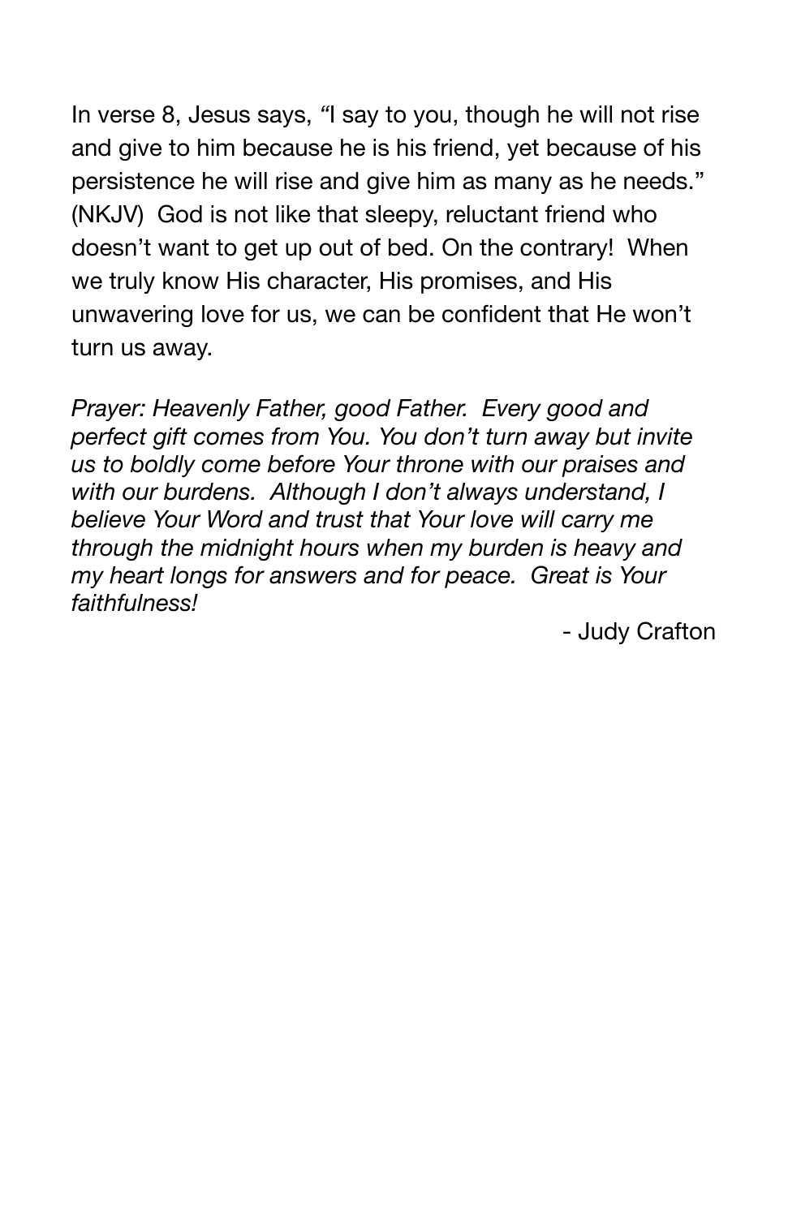In verse 8, Jesus says, "I say to you, though he will not rise and give to him because he is his friend, yet because of his persistence he will rise and give him as many as he needs." (NKJV) God is not like that sleepy, reluctant friend who doesn't want to get up out of bed. On the contrary! When we truly know His character, His promises, and His unwavering love for us, we can be confident that He won't turn us away.

*Prayer: Heavenly Father, good Father. Every good and perfect gift comes from You. You don't turn away but invite us to boldly come before Your throne with our praises and with our burdens. Although I don't always understand, I believe Your Word and trust that Your love will carry me through the midnight hours when my burden is heavy and my heart longs for answers and for peace. Great is Your faithfulness!*

- Judy Crafton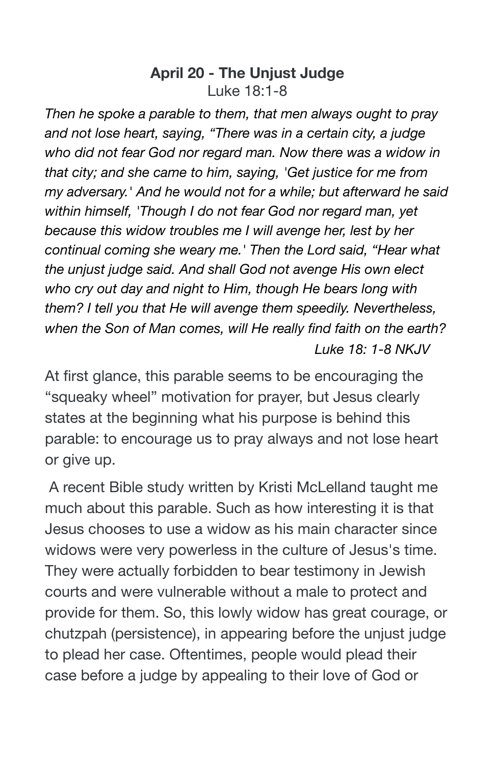**April 20 - The Unjust Judge**
Luke 18:1-8

*Then he spoke a parable to them, that men always ought to pray and not lose heart, saying, "There was in a certain city, a judge who did not fear God nor regard man. Now there was a widow in that city; and she came to him, saying, 'Get justice for me from my adversary.' And he would not for a while; but afterward he said within himself, 'Though I do not fear God nor regard man, yet because this widow troubles me I will avenge her, lest by her continual coming she weary me.' Then the Lord said, "Hear what the unjust judge said. And shall God not avenge His own elect who cry out day and night to Him, though He bears long with them? I tell you that He will avenge them speedily. Nevertheless, when the Son of Man comes, will He really find faith on the earth?*

*Luke 18: 1-8 NKJV*

At first glance, this parable seems to be encouraging the "squeaky wheel" motivation for prayer, but Jesus clearly states at the beginning what his purpose is behind this parable: to encourage us to pray always and not lose heart or give up.

A recent Bible study written by Kristi McLelland taught me much about this parable. Such as how interesting it is that Jesus chooses to use a widow as his main character since widows were very powerless in the culture of Jesus's time. They were actually forbidden to bear testimony in Jewish courts and were vulnerable without a male to protect and provide for them. So, this lowly widow has great courage, or chutzpah (persistence), in appearing before the unjust judge to plead her case. Oftentimes, people would plead their case before a judge by appealing to their love of God or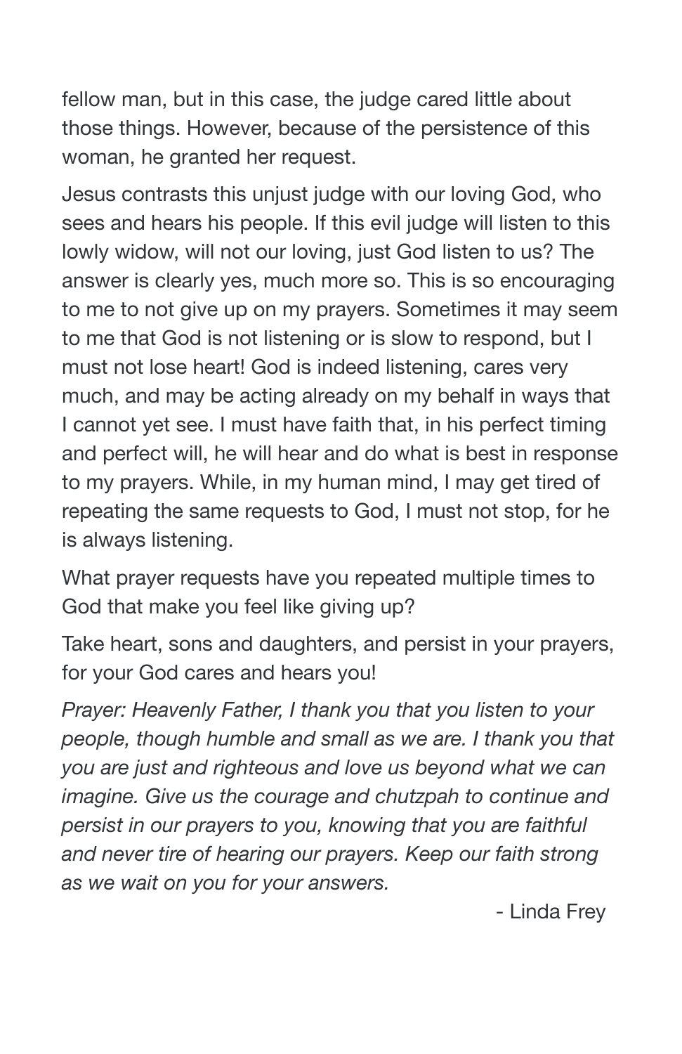fellow man, but in this case, the judge cared little about those things. However, because of the persistence of this woman, he granted her request.

Jesus contrasts this unjust judge with our loving God, who sees and hears his people. If this evil judge will listen to this lowly widow, will not our loving, just God listen to us? The answer is clearly yes, much more so. This is so encouraging to me to not give up on my prayers. Sometimes it may seem to me that God is not listening or is slow to respond, but I must not lose heart! God is indeed listening, cares very much, and may be acting already on my behalf in ways that I cannot yet see. I must have faith that, in his perfect timing and perfect will, he will hear and do what is best in response to my prayers. While, in my human mind, I may get tired of repeating the same requests to God, I must not stop, for he is always listening.

What prayer requests have you repeated multiple times to God that make you feel like giving up?

Take heart, sons and daughters, and persist in your prayers, for your God cares and hears you!

*Prayer: Heavenly Father, I thank you that you listen to your people, though humble and small as we are. I thank you that you are just and righteous and love us beyond what we can imagine. Give us the courage and chutzpah to continue and persist in our prayers to you, knowing that you are faithful and never tire of hearing our prayers. Keep our faith strong as we wait on you for your answers.*

- Linda Frey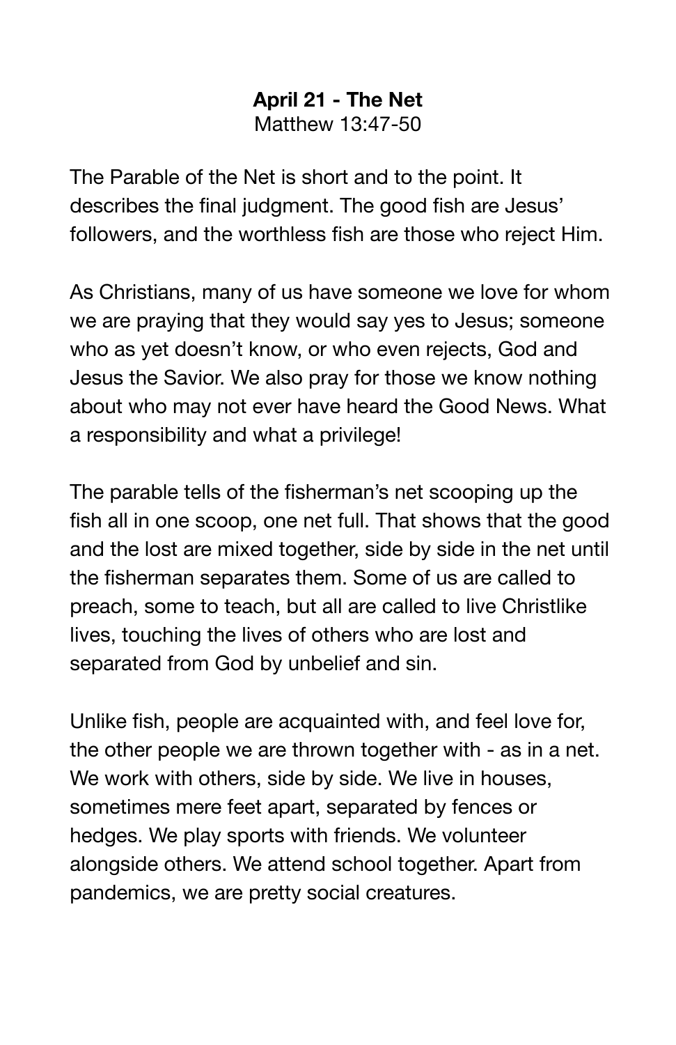**April 21 - The Net**

Matthew 13:47-50

The Parable of the Net is short and to the point. It describes the final judgment. The good fish are Jesus' followers, and the worthless fish are those who reject Him.

As Christians, many of us have someone we love for whom we are praying that they would say yes to Jesus; someone who as yet doesn't know, or who even rejects, God and Jesus the Savior. We also pray for those we know nothing about who may not ever have heard the Good News. What a responsibility and what a privilege!

The parable tells of the fisherman's net scooping up the fish all in one scoop, one net full. That shows that the good and the lost are mixed together, side by side in the net until the fisherman separates them. Some of us are called to preach, some to teach, but all are called to live Christlike lives, touching the lives of others who are lost and separated from God by unbelief and sin.

Unlike fish, people are acquainted with, and feel love for, the other people we are thrown together with - as in a net. We work with others, side by side. We live in houses, sometimes mere feet apart, separated by fences or hedges. We play sports with friends. We volunteer alongside others. We attend school together. Apart from pandemics, we are pretty social creatures.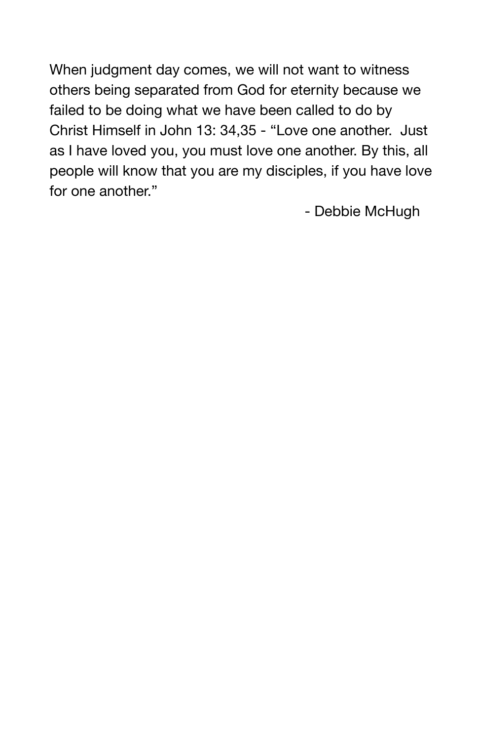When judgment day comes, we will not want to witness others being separated from God for eternity because we failed to be doing what we have been called to do by Christ Himself in John 13: 34,35 - "Love one another.  Just as I have loved you, you must love one another. By this, all people will know that you are my disciples, if you have love for one another."

- Debbie McHugh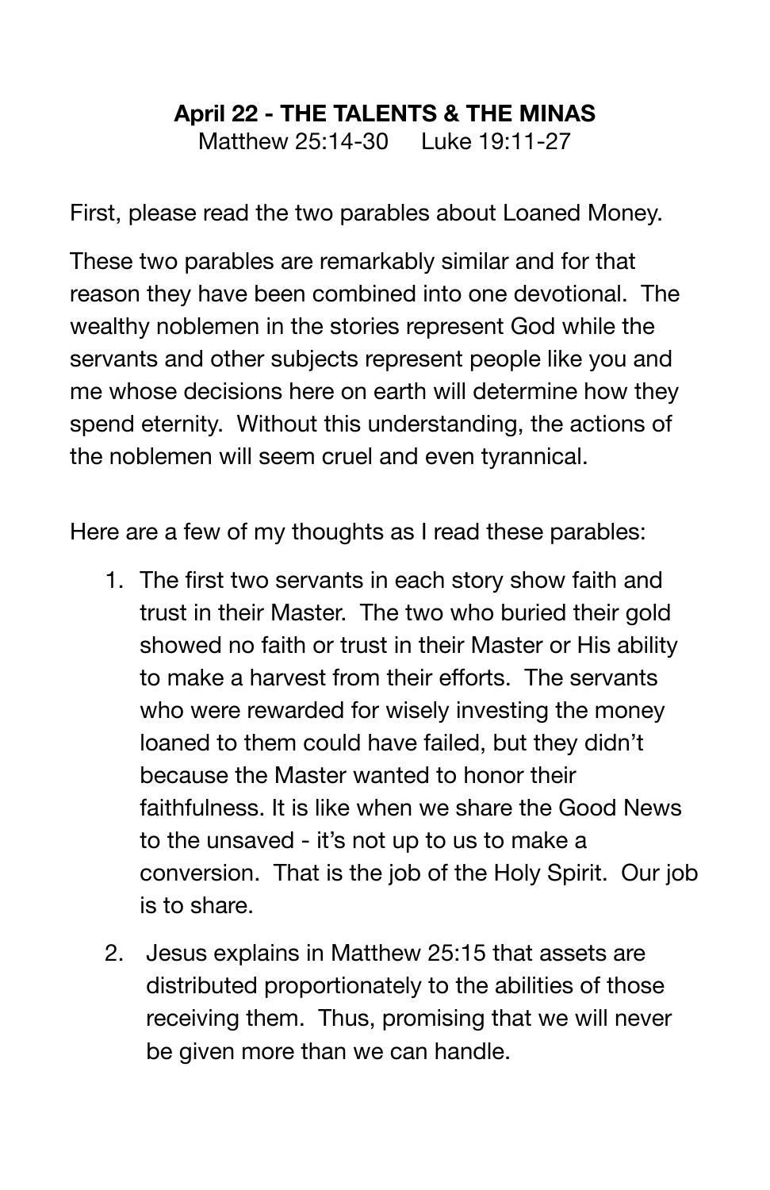**April 22 - THE TALENTS & THE MINAS**
Matthew 25:14-30 Luke 19:11-27

First, please read the two parables about Loaned Money.

These two parables are remarkably similar and for that reason they have been combined into one devotional. The wealthy noblemen in the stories represent God while the servants and other subjects represent people like you and me whose decisions here on earth will determine how they spend eternity. Without this understanding, the actions of the noblemen will seem cruel and even tyrannical.

Here are a few of my thoughts as I read these parables:

1. The first two servants in each story show faith and trust in their Master. The two who buried their gold showed no faith or trust in their Master or His ability to make a harvest from their efforts. The servants who were rewarded for wisely investing the money loaned to them could have failed, but they didn't because the Master wanted to honor their faithfulness. It is like when we share the Good News to the unsaved - it's not up to us to make a conversion. That is the job of the Holy Spirit. Our job is to share.

2. Jesus explains in Matthew 25:15 that assets are distributed proportionately to the abilities of those receiving them. Thus, promising that we will never be given more than we can handle.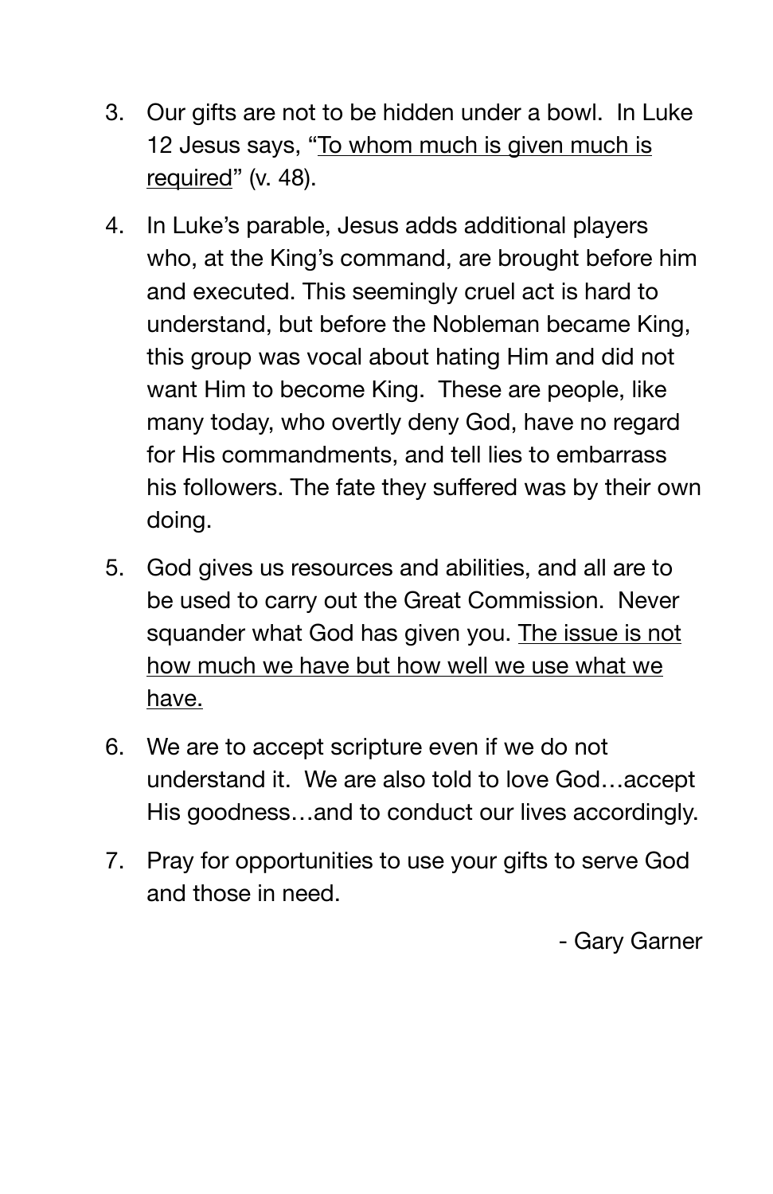3. Our gifts are not to be hidden under a bowl. In Luke 12 Jesus says, "<u>To whom much is given much is required</u>" (v. 48).
4. In Luke's parable, Jesus adds additional players who, at the King's command, are brought before him and executed. This seemingly cruel act is hard to understand, but before the Nobleman became King, this group was vocal about hating Him and did not want Him to become King. These are people, like many today, who overtly deny God, have no regard for His commandments, and tell lies to embarrass his followers. The fate they suffered was by their own doing.
5. God gives us resources and abilities, and all are to be used to carry out the Great Commission. Never squander what God has given you. <u>The issue is not how much we have but how well we use what we have.</u>
6. We are to accept scripture even if we do not understand it. We are also told to love God…accept His goodness…and to conduct our lives accordingly.
7. Pray for opportunities to use your gifts to serve God and those in need.

- Gary Garner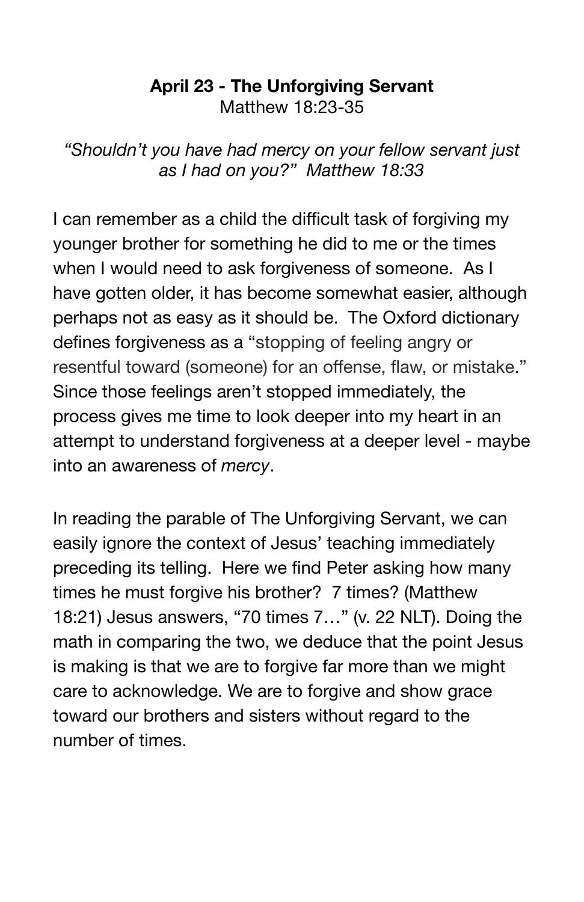**April 23 - The Unforgiving Servant**
Matthew 18:23-35

*"Shouldn't you have had mercy on your fellow servant just as I had on you?" Matthew 18:33*

I can remember as a child the difficult task of forgiving my younger brother for something he did to me or the times when I would need to ask forgiveness of someone. As I have gotten older, it has become somewhat easier, although perhaps not as easy as it should be. The Oxford dictionary defines forgiveness as a "stopping of feeling angry or resentful toward (someone) for an offense, flaw, or mistake." Since those feelings aren't stopped immediately, the process gives me time to look deeper into my heart in an attempt to understand forgiveness at a deeper level - maybe into an awareness of *mercy*.

In reading the parable of The Unforgiving Servant, we can easily ignore the context of Jesus' teaching immediately preceding its telling. Here we find Peter asking how many times he must forgive his brother? 7 times? (Matthew 18:21) Jesus answers, "70 times 7…" (v. 22 NLT). Doing the math in comparing the two, we deduce that the point Jesus is making is that we are to forgive far more than we might care to acknowledge. We are to forgive and show grace toward our brothers and sisters without regard to the number of times.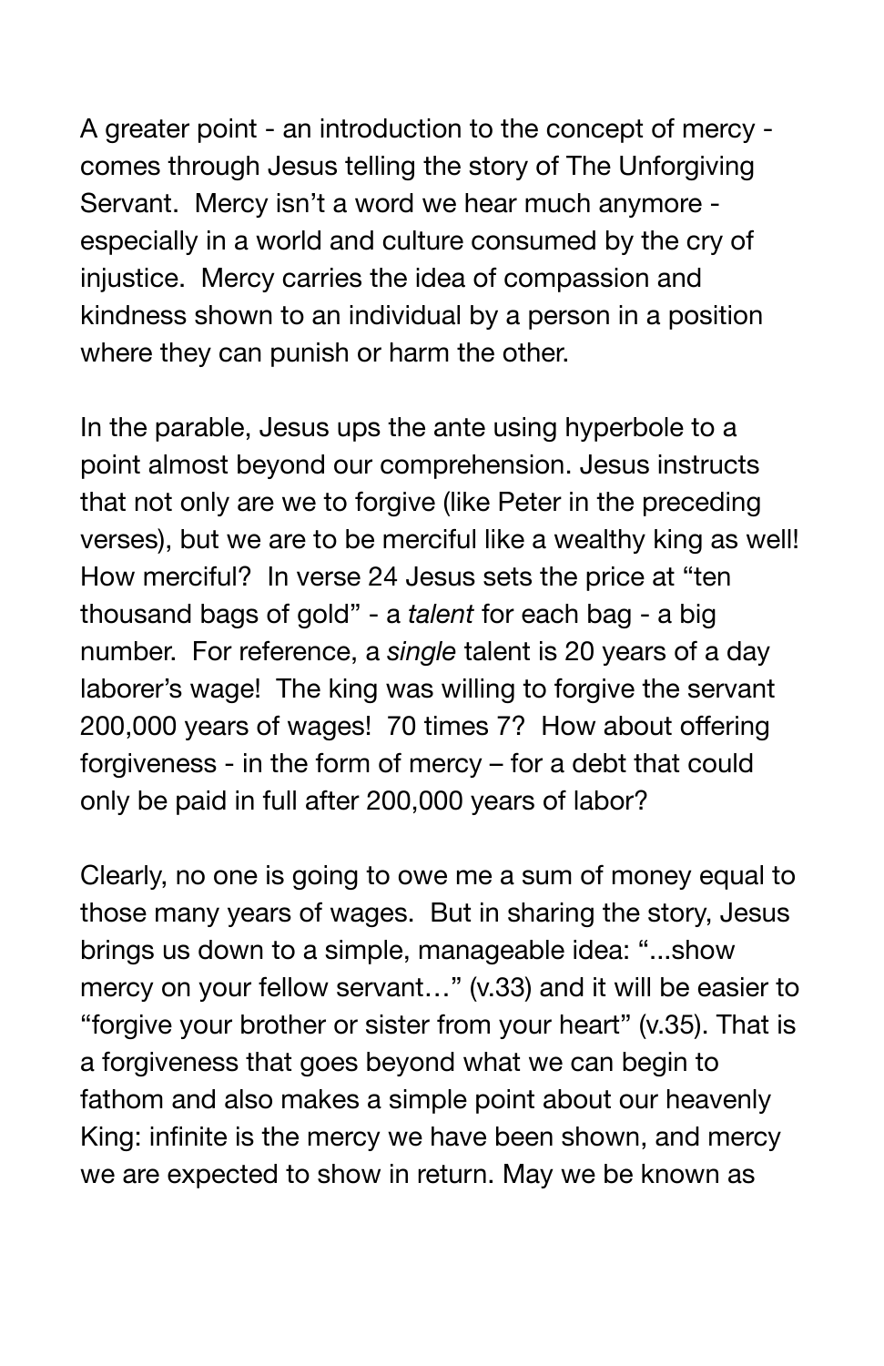A greater point - an introduction to the concept of mercy - comes through Jesus telling the story of The Unforgiving Servant. Mercy isn't a word we hear much anymore - especially in a world and culture consumed by the cry of injustice. Mercy carries the idea of compassion and kindness shown to an individual by a person in a position where they can punish or harm the other.

In the parable, Jesus ups the ante using hyperbole to a point almost beyond our comprehension. Jesus instructs that not only are we to forgive (like Peter in the preceding verses), but we are to be merciful like a wealthy king as well! How merciful? In verse 24 Jesus sets the price at "ten thousand bags of gold" - a *talent* for each bag - a big number. For reference, a *single* talent is 20 years of a day laborer's wage! The king was willing to forgive the servant 200,000 years of wages! 70 times 7? How about offering forgiveness - in the form of mercy – for a debt that could only be paid in full after 200,000 years of labor?

Clearly, no one is going to owe me a sum of money equal to those many years of wages. But in sharing the story, Jesus brings us down to a simple, manageable idea: "...show mercy on your fellow servant…" (v.33) and it will be easier to "forgive your brother or sister from your heart" (v.35). That is a forgiveness that goes beyond what we can begin to fathom and also makes a simple point about our heavenly King: infinite is the mercy we have been shown, and mercy we are expected to show in return. May we be known as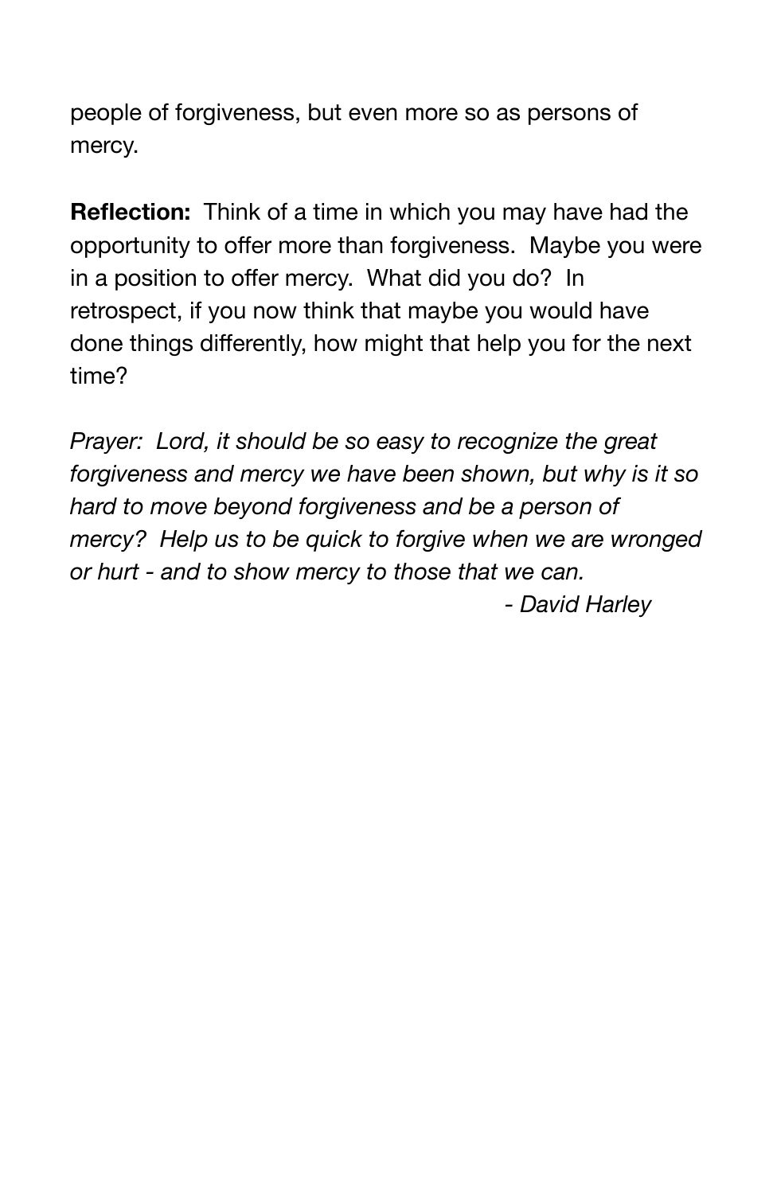people of forgiveness, but even more so as persons of mercy.

**Reflection:** Think of a time in which you may have had the opportunity to offer more than forgiveness. Maybe you were in a position to offer mercy. What did you do? In retrospect, if you now think that maybe you would have done things differently, how might that help you for the next time?

*Prayer: Lord, it should be so easy to recognize the great forgiveness and mercy we have been shown, but why is it so hard to move beyond forgiveness and be a person of mercy? Help us to be quick to forgive when we are wronged or hurt - and to show mercy to those that we can.*

*- David Harley*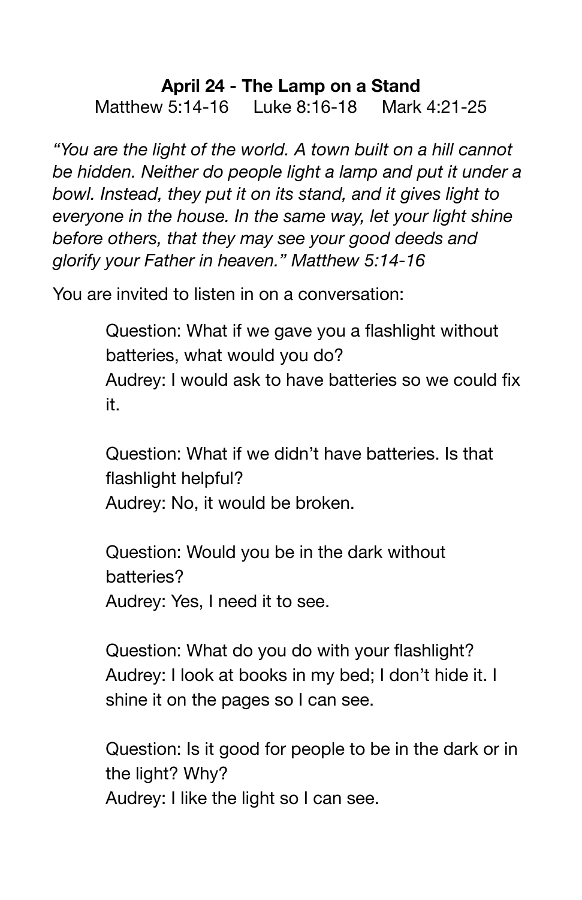**April 24 - The Lamp on a Stand**

Matthew 5:14-16 Luke 8:16-18 Mark 4:21-25

*"You are the light of the world. A town built on a hill cannot be hidden. Neither do people light a lamp and put it under a bowl. Instead, they put it on its stand, and it gives light to everyone in the house. In the same way, let your light shine before others, that they may see your good deeds and glorify your Father in heaven." Matthew 5:14-16*

You are invited to listen in on a conversation:

> Question: What if we gave you a flashlight without batteries, what would you do?
> Audrey: I would ask to have batteries so we could fix it.
>
> Question: What if we didn't have batteries. Is that flashlight helpful?
> Audrey: No, it would be broken.
>
> Question: Would you be in the dark without batteries?
> Audrey: Yes, I need it to see.
>
> Question: What do you do with your flashlight?
> Audrey: I look at books in my bed; I don't hide it. I shine it on the pages so I can see.
>
> Question: Is it good for people to be in the dark or in the light? Why?
> Audrey: I like the light so I can see.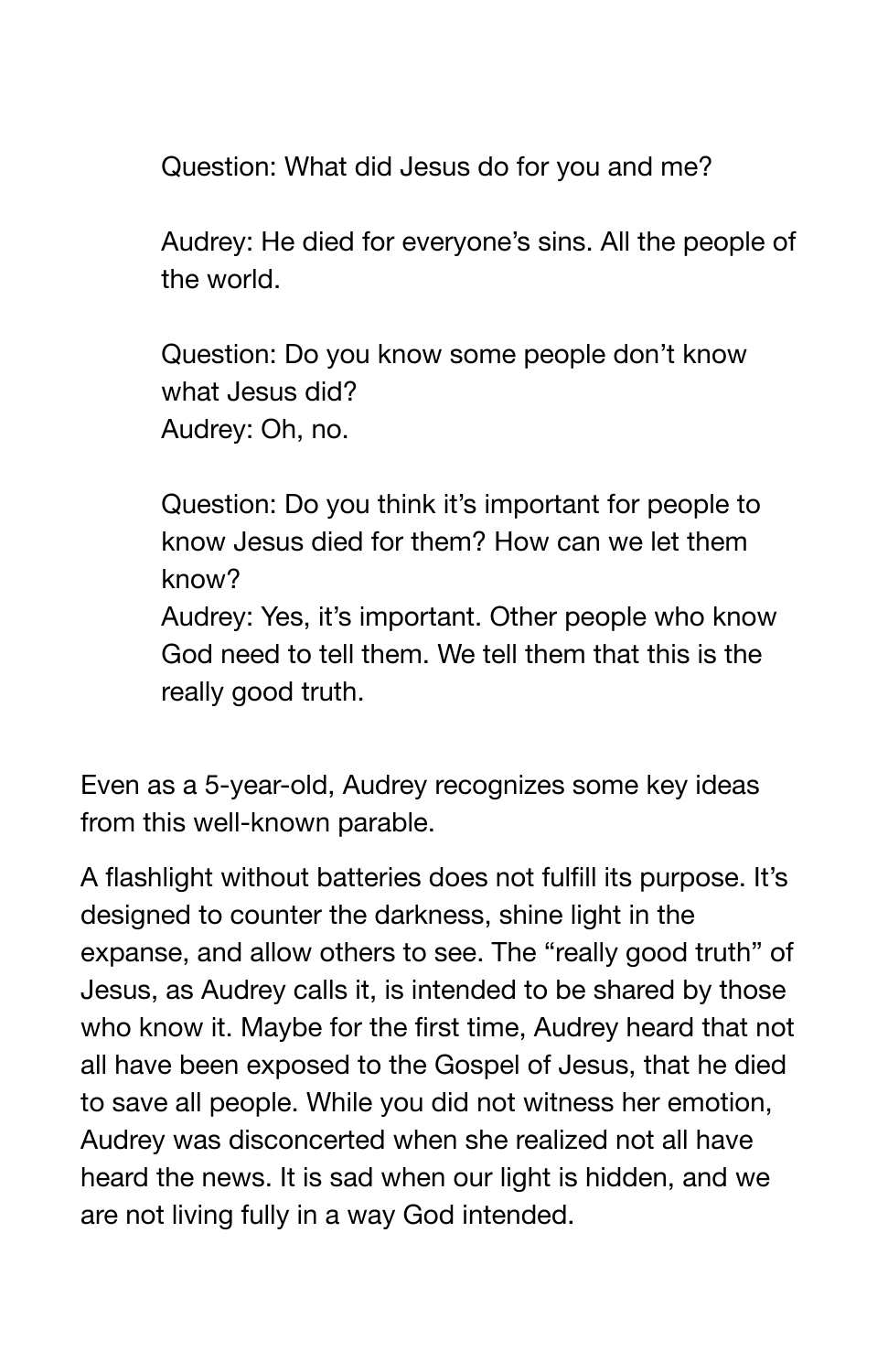Question: What did Jesus do for you and me?

Audrey: He died for everyone's sins. All the people of the world.

Question: Do you know some people don't know what Jesus did?
Audrey: Oh, no.

Question: Do you think it's important for people to know Jesus died for them? How can we let them know?
Audrey: Yes, it's important. Other people who know God need to tell them. We tell them that this is the really good truth.

Even as a 5-year-old, Audrey recognizes some key ideas from this well-known parable.

A flashlight without batteries does not fulfill its purpose. It's designed to counter the darkness, shine light in the expanse, and allow others to see. The "really good truth" of Jesus, as Audrey calls it, is intended to be shared by those who know it. Maybe for the first time, Audrey heard that not all have been exposed to the Gospel of Jesus, that he died to save all people. While you did not witness her emotion, Audrey was disconcerted when she realized not all have heard the news. It is sad when our light is hidden, and we are not living fully in a way God intended.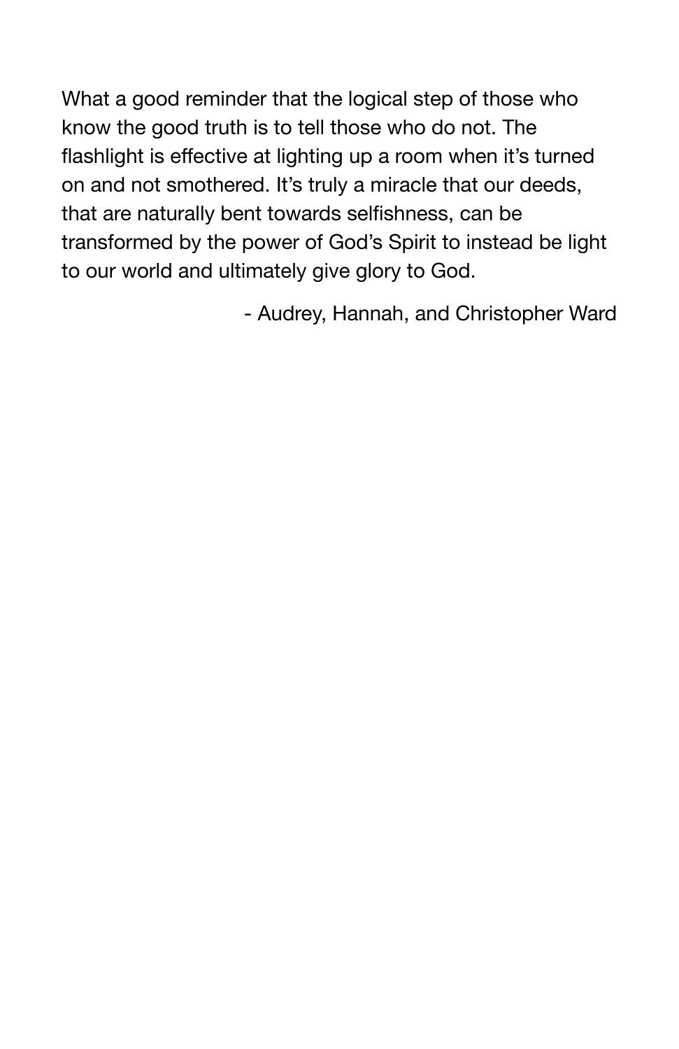What a good reminder that the logical step of those who know the good truth is to tell those who do not. The flashlight is effective at lighting up a room when it's turned on and not smothered. It's truly a miracle that our deeds, that are naturally bent towards selfishness, can be transformed by the power of God's Spirit to instead be light to our world and ultimately give glory to God.

- Audrey, Hannah, and Christopher Ward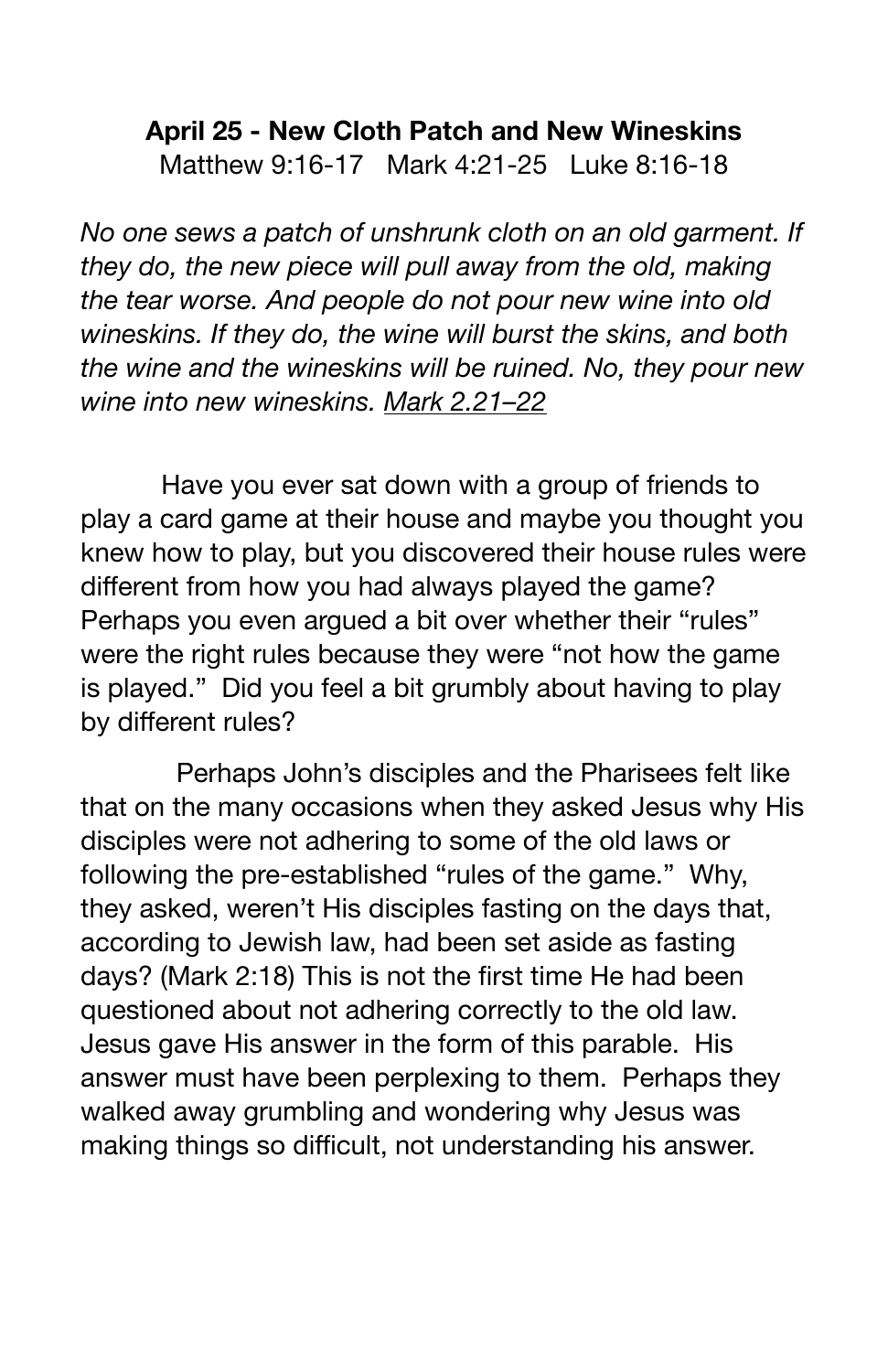**April 25 - New Cloth Patch and New Wineskins**

Matthew 9:16-17   Mark 4:21-25   Luke 8:16-18

*No one sews a patch of unshrunk cloth on an old garment. If they do, the new piece will pull away from the old, making the tear worse. And people do not pour new wine into old wineskins. If they do, the wine will burst the skins, and both the wine and the wineskins will be ruined. No, they pour new wine into new wineskins.* <u>Mark 2.21–22</u>

Have you ever sat down with a group of friends to play a card game at their house and maybe you thought you knew how to play, but you discovered their house rules were different from how you had always played the game? Perhaps you even argued a bit over whether their "rules" were the right rules because they were "not how the game is played." Did you feel a bit grumbly about having to play by different rules?

Perhaps John's disciples and the Pharisees felt like that on the many occasions when they asked Jesus why His disciples were not adhering to some of the old laws or following the pre-established "rules of the game." Why, they asked, weren't His disciples fasting on the days that, according to Jewish law, had been set aside as fasting days? (Mark 2:18) This is not the first time He had been questioned about not adhering correctly to the old law. Jesus gave His answer in the form of this parable. His answer must have been perplexing to them. Perhaps they walked away grumbling and wondering why Jesus was making things so difficult, not understanding his answer.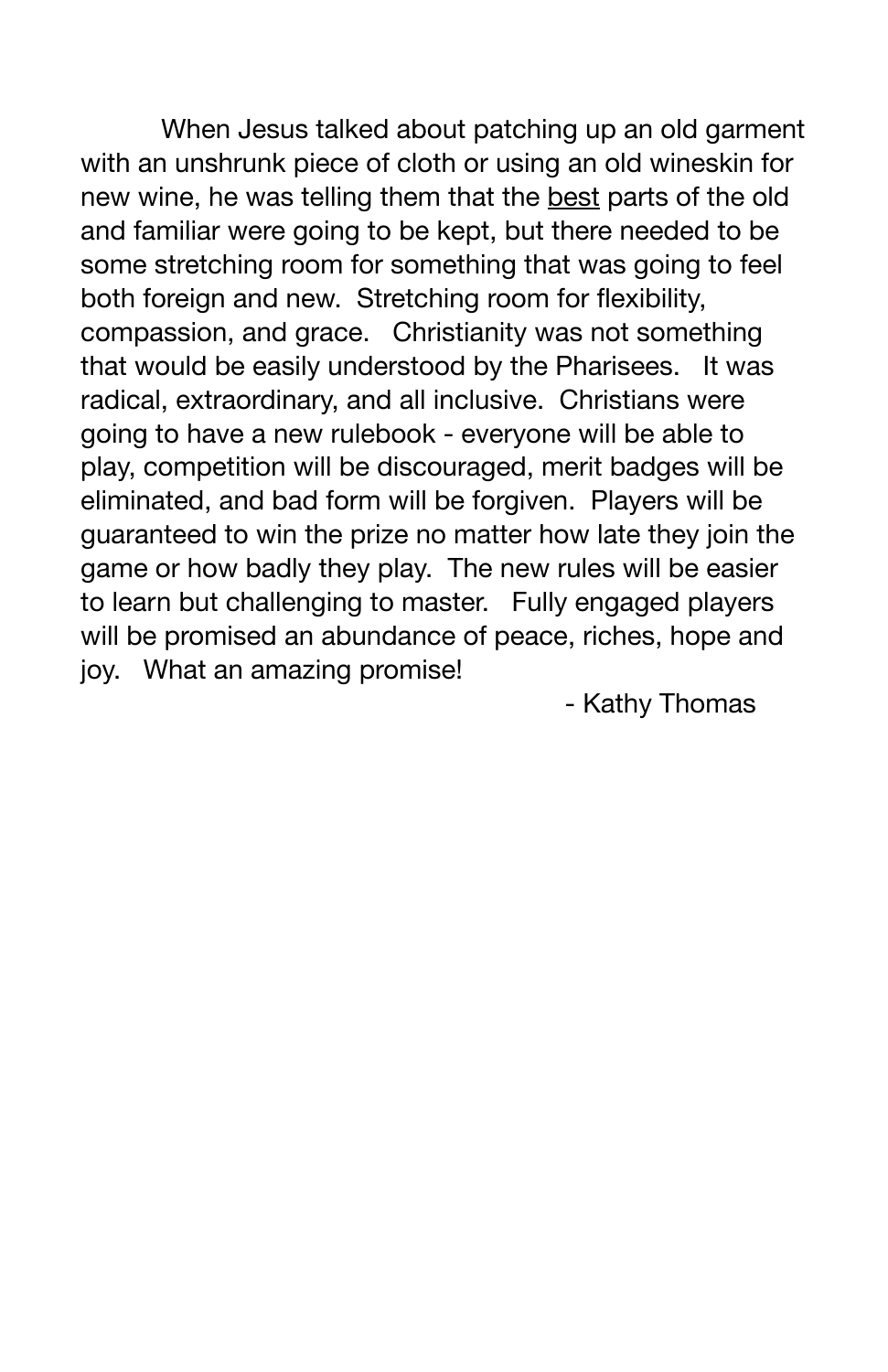When Jesus talked about patching up an old garment with an unshrunk piece of cloth or using an old wineskin for new wine, he was telling them that the <u>best</u> parts of the old and familiar were going to be kept, but there needed to be some stretching room for something that was going to feel both foreign and new. Stretching room for flexibility, compassion, and grace. Christianity was not something that would be easily understood by the Pharisees. It was radical, extraordinary, and all inclusive. Christians were going to have a new rulebook - everyone will be able to play, competition will be discouraged, merit badges will be eliminated, and bad form will be forgiven. Players will be guaranteed to win the prize no matter how late they join the game or how badly they play. The new rules will be easier to learn but challenging to master. Fully engaged players will be promised an abundance of peace, riches, hope and joy. What an amazing promise!

- Kathy Thomas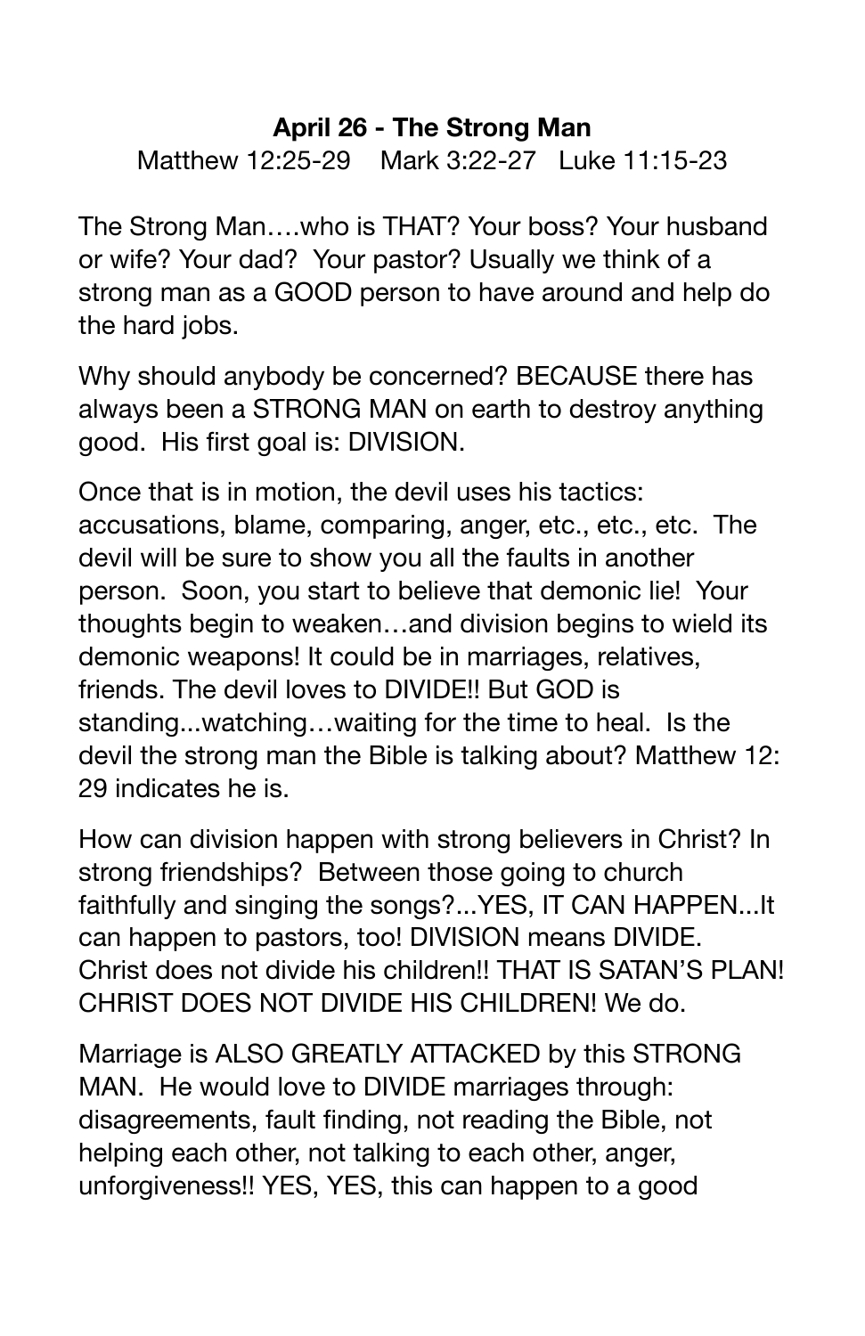**April 26 - The Strong Man**

Matthew 12:25-29 Mark 3:22-27 Luke 11:15-23

The Strong Man….who is THAT? Your boss? Your husband or wife? Your dad? Your pastor? Usually we think of a strong man as a GOOD person to have around and help do the hard jobs.

Why should anybody be concerned? BECAUSE there has always been a STRONG MAN on earth to destroy anything good. His first goal is: DIVISION.

Once that is in motion, the devil uses his tactics: accusations, blame, comparing, anger, etc., etc., etc. The devil will be sure to show you all the faults in another person. Soon, you start to believe that demonic lie! Your thoughts begin to weaken…and division begins to wield its demonic weapons! It could be in marriages, relatives, friends. The devil loves to DIVIDE!! But GOD is standing...watching…waiting for the time to heal. Is the devil the strong man the Bible is talking about? Matthew 12:29 indicates he is.

How can division happen with strong believers in Christ? In strong friendships? Between those going to church faithfully and singing the songs?...YES, IT CAN HAPPEN...It can happen to pastors, too! DIVISION means DIVIDE. Christ does not divide his children!! THAT IS SATAN'S PLAN! CHRIST DOES NOT DIVIDE HIS CHILDREN! We do.

Marriage is ALSO GREATLY ATTACKED by this STRONG MAN. He would love to DIVIDE marriages through: disagreements, fault finding, not reading the Bible, not helping each other, not talking to each other, anger, unforgiveness!! YES, YES, this can happen to a good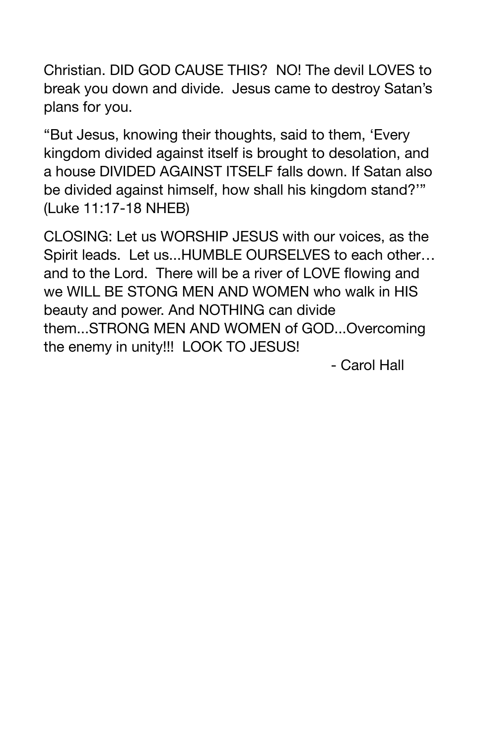Christian. DID GOD CAUSE THIS? NO! The devil LOVES to break you down and divide. Jesus came to destroy Satan's plans for you.

"But Jesus, knowing their thoughts, said to them, 'Every kingdom divided against itself is brought to desolation, and a house DIVIDED AGAINST ITSELF falls down. If Satan also be divided against himself, how shall his kingdom stand?'" (Luke 11:17-18 NHEB)

CLOSING: Let us WORSHIP JESUS with our voices, as the Spirit leads. Let us...HUMBLE OURSELVES to each other… and to the Lord. There will be a river of LOVE flowing and we WILL BE STONG MEN AND WOMEN who walk in HIS beauty and power. And NOTHING can divide them...STRONG MEN AND WOMEN of GOD...Overcoming the enemy in unity!!! LOOK TO JESUS!

- Carol Hall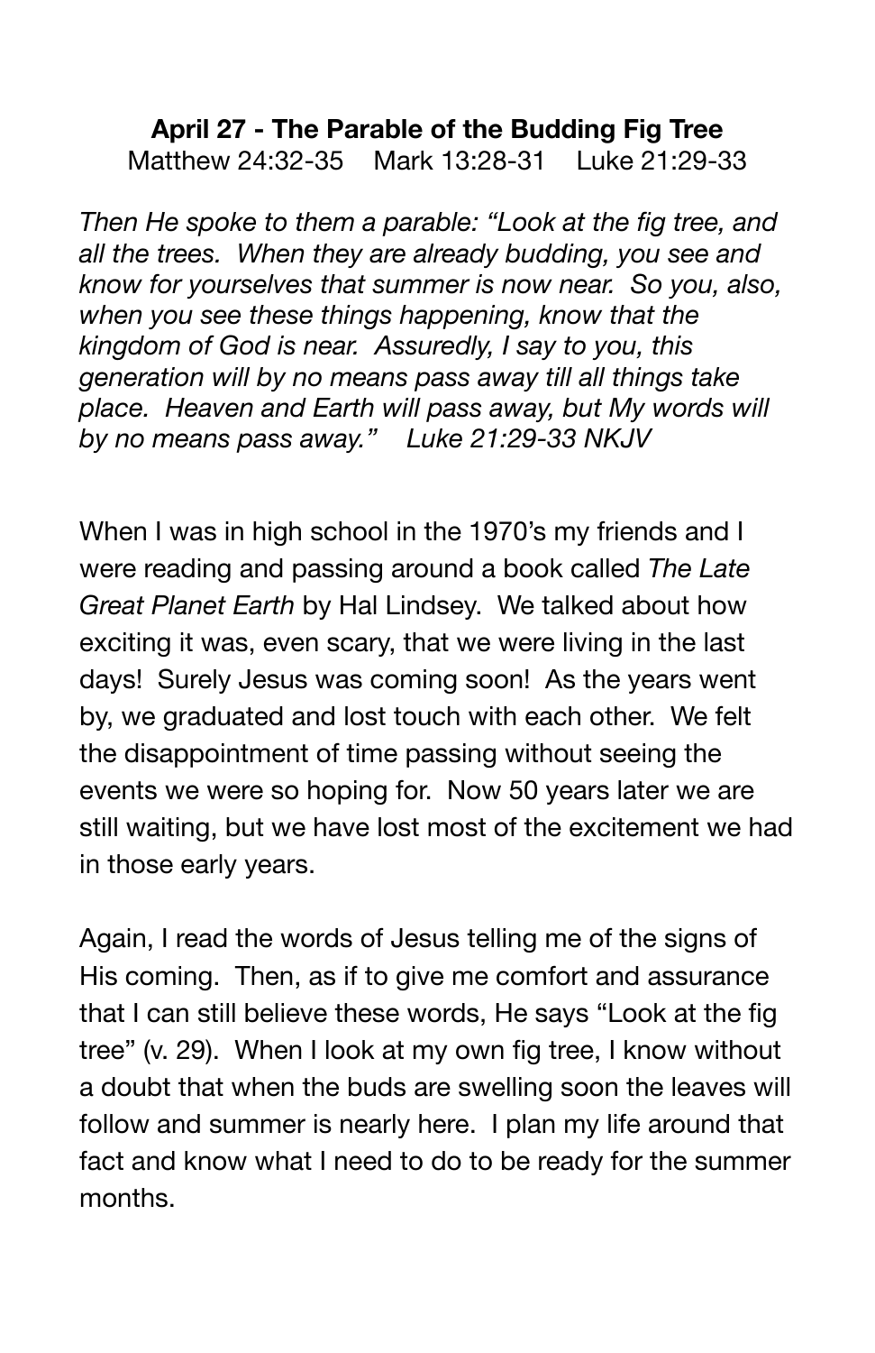**April 27 - The Parable of the Budding Fig Tree**

Matthew 24:32-35    Mark 13:28-31    Luke 21:29-33

*Then He spoke to them a parable: "Look at the fig tree, and all the trees. When they are already budding, you see and know for yourselves that summer is now near. So you, also, when you see these things happening, know that the kingdom of God is near. Assuredly, I say to you, this generation will by no means pass away till all things take place. Heaven and Earth will pass away, but My words will by no means pass away."    Luke 21:29-33 NKJV*

When I was in high school in the 1970's my friends and I were reading and passing around a book called *The Late Great Planet Earth* by Hal Lindsey. We talked about how exciting it was, even scary, that we were living in the last days! Surely Jesus was coming soon! As the years went by, we graduated and lost touch with each other. We felt the disappointment of time passing without seeing the events we were so hoping for. Now 50 years later we are still waiting, but we have lost most of the excitement we had in those early years.

Again, I read the words of Jesus telling me of the signs of His coming. Then, as if to give me comfort and assurance that I can still believe these words, He says "Look at the fig tree" (v. 29). When I look at my own fig tree, I know without a doubt that when the buds are swelling soon the leaves will follow and summer is nearly here. I plan my life around that fact and know what I need to do to be ready for the summer months.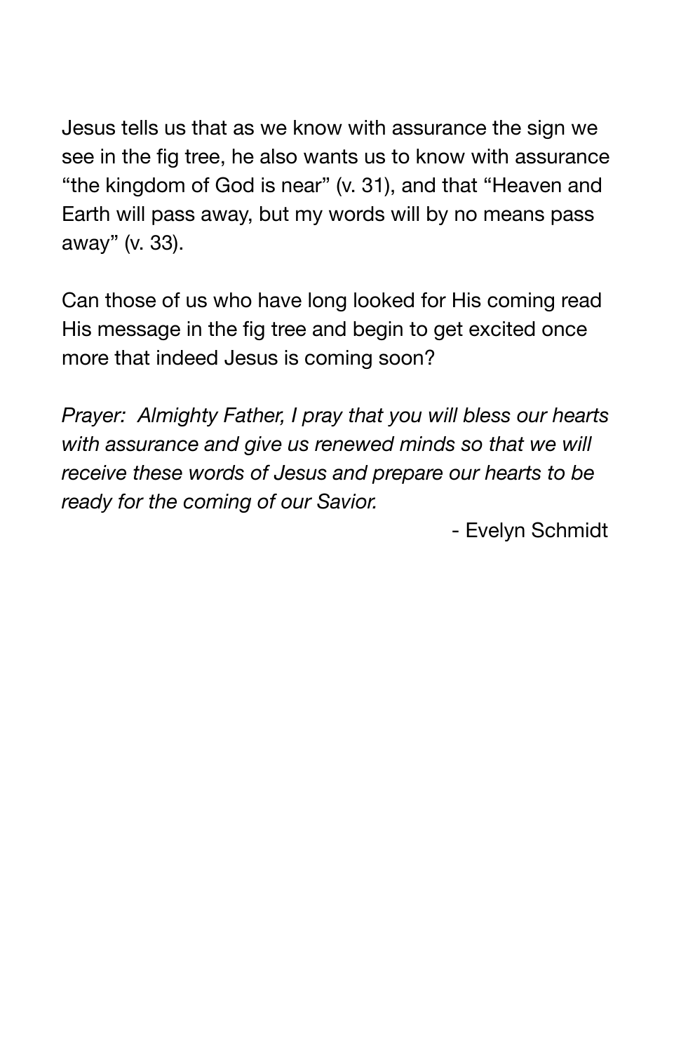Jesus tells us that as we know with assurance the sign we see in the fig tree, he also wants us to know with assurance "the kingdom of God is near" (v. 31), and that "Heaven and Earth will pass away, but my words will by no means pass away" (v. 33).

Can those of us who have long looked for His coming read His message in the fig tree and begin to get excited once more that indeed Jesus is coming soon?

*Prayer: Almighty Father, I pray that you will bless our hearts with assurance and give us renewed minds so that we will receive these words of Jesus and prepare our hearts to be ready for the coming of our Savior.*

- Evelyn Schmidt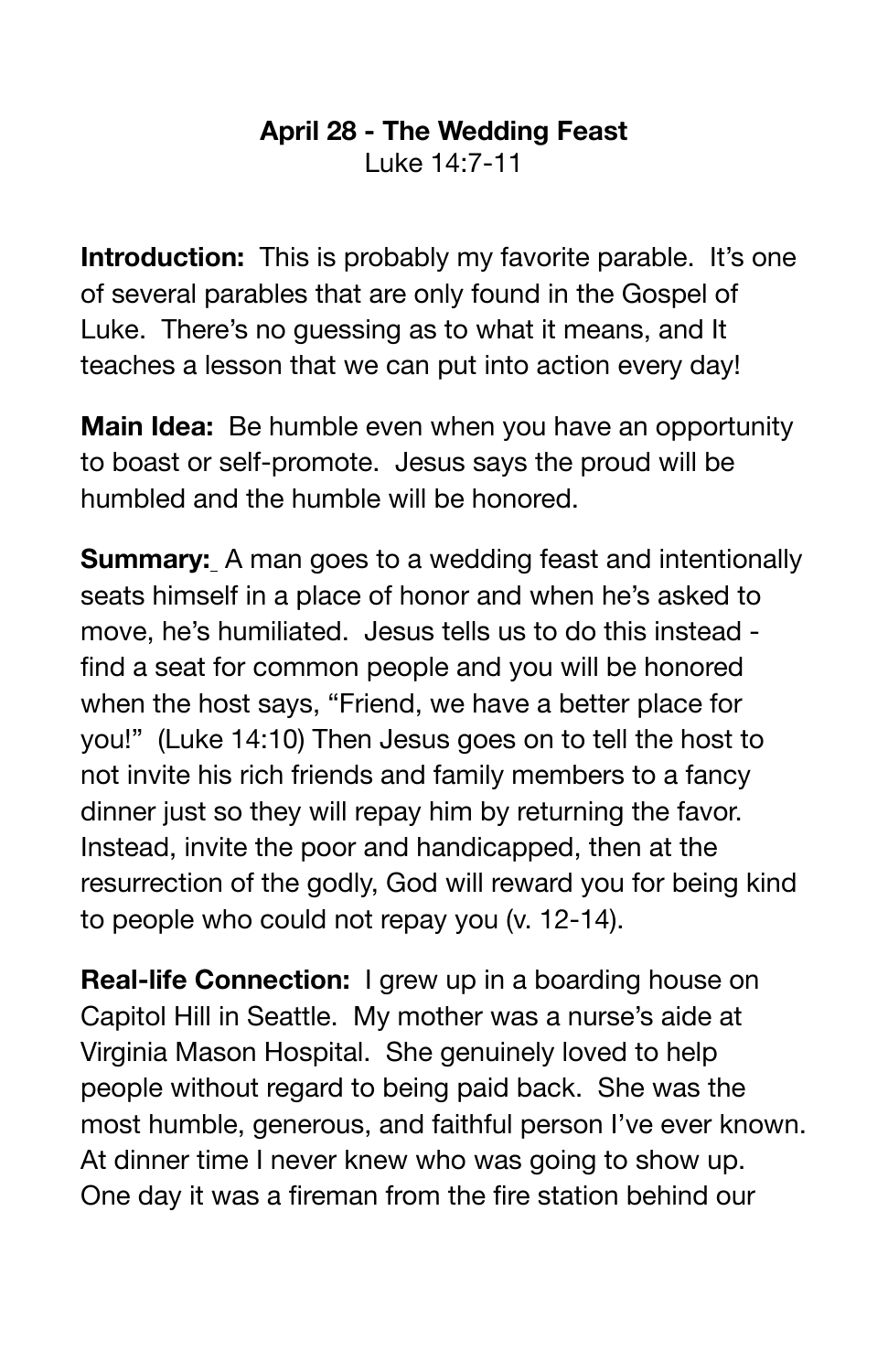**April 28 - The Wedding Feast**
Luke 14:7-11

**Introduction:** This is probably my favorite parable. It's one of several parables that are only found in the Gospel of Luke. There's no guessing as to what it means, and It teaches a lesson that we can put into action every day!

**Main Idea:** Be humble even when you have an opportunity to boast or self-promote. Jesus says the proud will be humbled and the humble will be honored.

**Summary:** A man goes to a wedding feast and intentionally seats himself in a place of honor and when he's asked to move, he's humiliated. Jesus tells us to do this instead - find a seat for common people and you will be honored when the host says, "Friend, we have a better place for you!" (Luke 14:10) Then Jesus goes on to tell the host to not invite his rich friends and family members to a fancy dinner just so they will repay him by returning the favor. Instead, invite the poor and handicapped, then at the resurrection of the godly, God will reward you for being kind to people who could not repay you (v. 12-14).

**Real-life Connection:** I grew up in a boarding house on Capitol Hill in Seattle. My mother was a nurse's aide at Virginia Mason Hospital. She genuinely loved to help people without regard to being paid back. She was the most humble, generous, and faithful person I've ever known. At dinner time I never knew who was going to show up. One day it was a fireman from the fire station behind our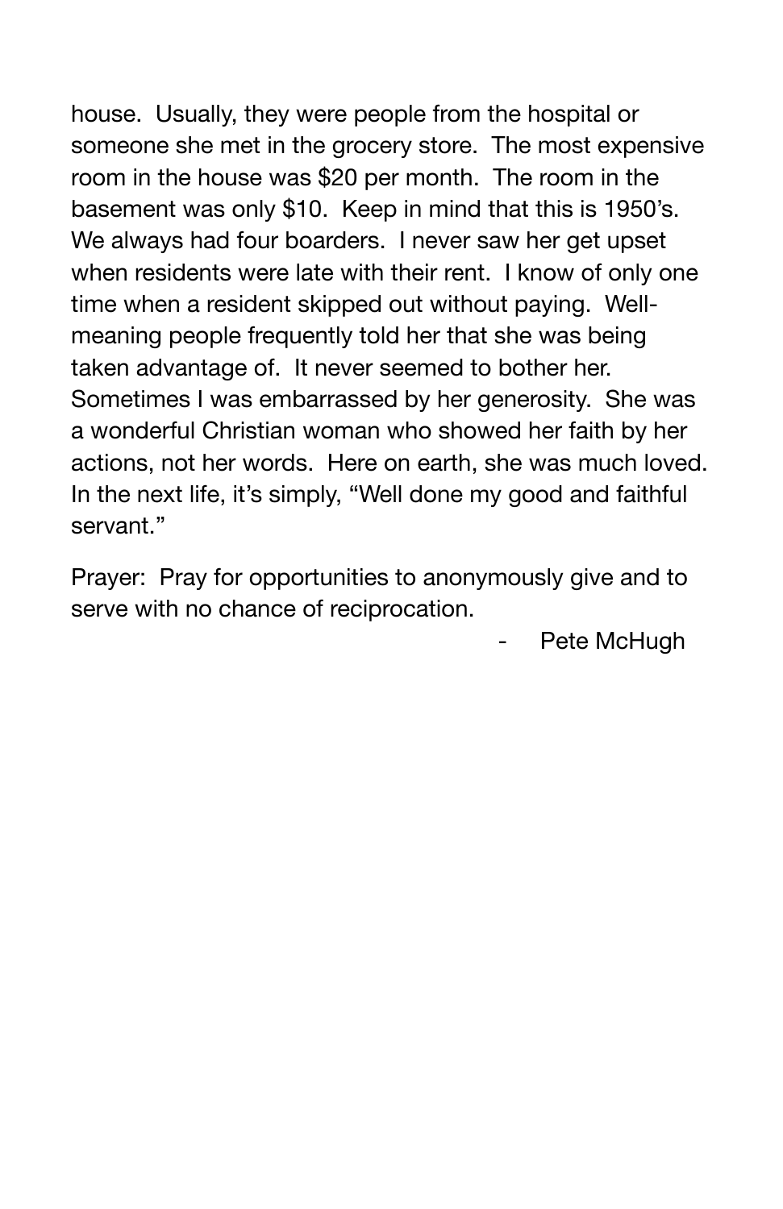house. Usually, they were people from the hospital or someone she met in the grocery store. The most expensive room in the house was $20 per month. The room in the basement was only $10. Keep in mind that this is 1950's. We always had four boarders. I never saw her get upset when residents were late with their rent. I know of only one time when a resident skipped out without paying. Well-meaning people frequently told her that she was being taken advantage of. It never seemed to bother her. Sometimes I was embarrassed by her generosity. She was a wonderful Christian woman who showed her faith by her actions, not her words. Here on earth, she was much loved. In the next life, it's simply, "Well done my good and faithful servant."

Prayer: Pray for opportunities to anonymously give and to serve with no chance of reciprocation.

- Pete McHugh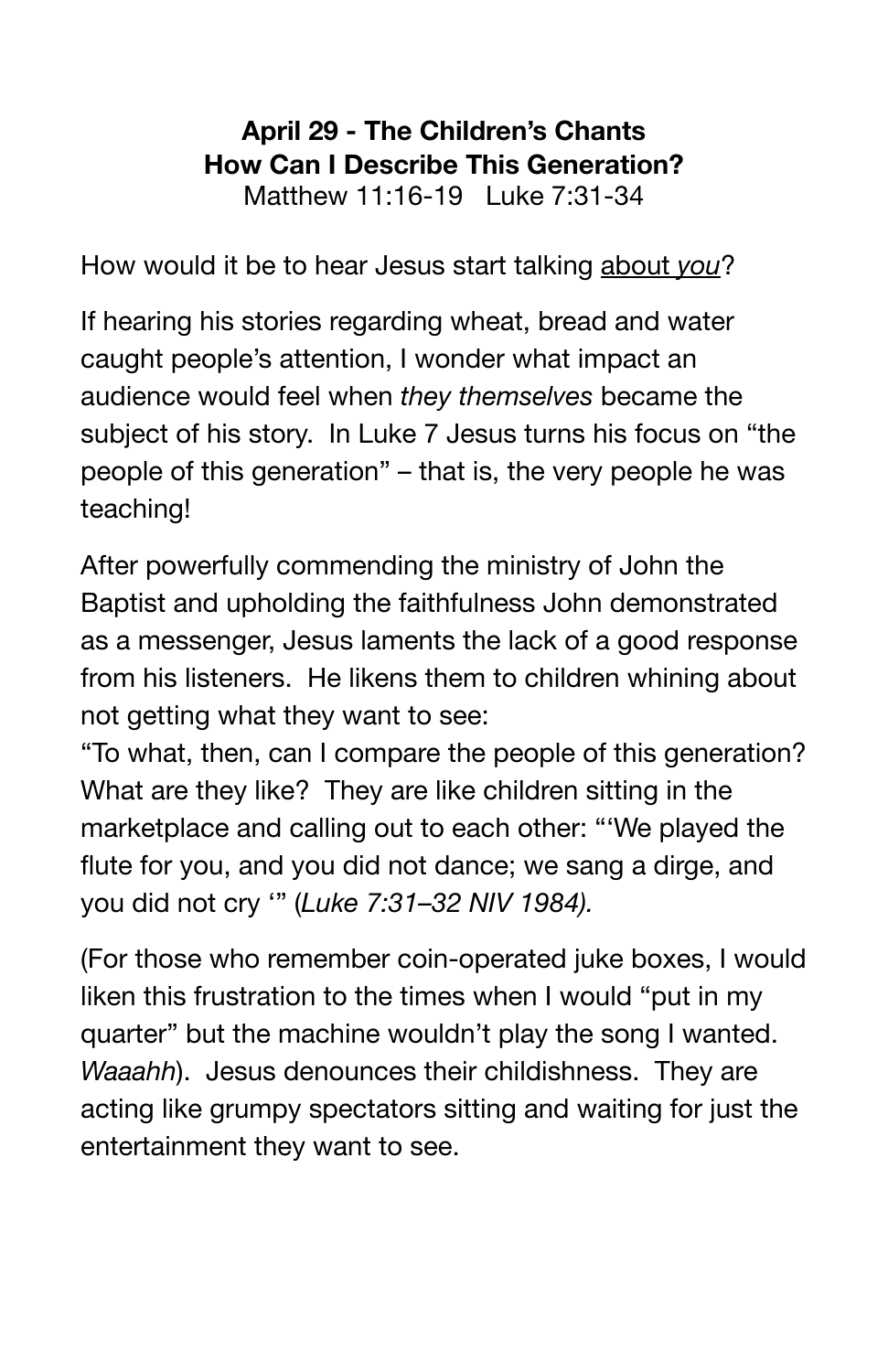**April 29 - The Children's Chants**
**How Can I Describe This Generation?**
Matthew 11:16-19   Luke 7:31-34

How would it be to hear Jesus start talking <u>about *you*</u>?

If hearing his stories regarding wheat, bread and water caught people's attention, I wonder what impact an audience would feel when *they themselves* became the subject of his story.  In Luke 7 Jesus turns his focus on "the people of this generation" – that is, the very people he was teaching!

After powerfully commending the ministry of John the Baptist and upholding the faithfulness John demonstrated as a messenger, Jesus laments the lack of a good response from his listeners.  He likens them to children whining about not getting what they want to see:
"To what, then, can I compare the people of this generation? What are they like?  They are like children sitting in the marketplace and calling out to each other: "'We played the flute for you, and you did not dance; we sang a dirge, and you did not cry '" (*Luke 7:31–32 NIV 1984).*

(For those who remember coin-operated juke boxes, I would liken this frustration to the times when I would "put in my quarter" but the machine wouldn't play the song I wanted. *Waaahh*).  Jesus denounces their childishness.  They are acting like grumpy spectators sitting and waiting for just the entertainment they want to see.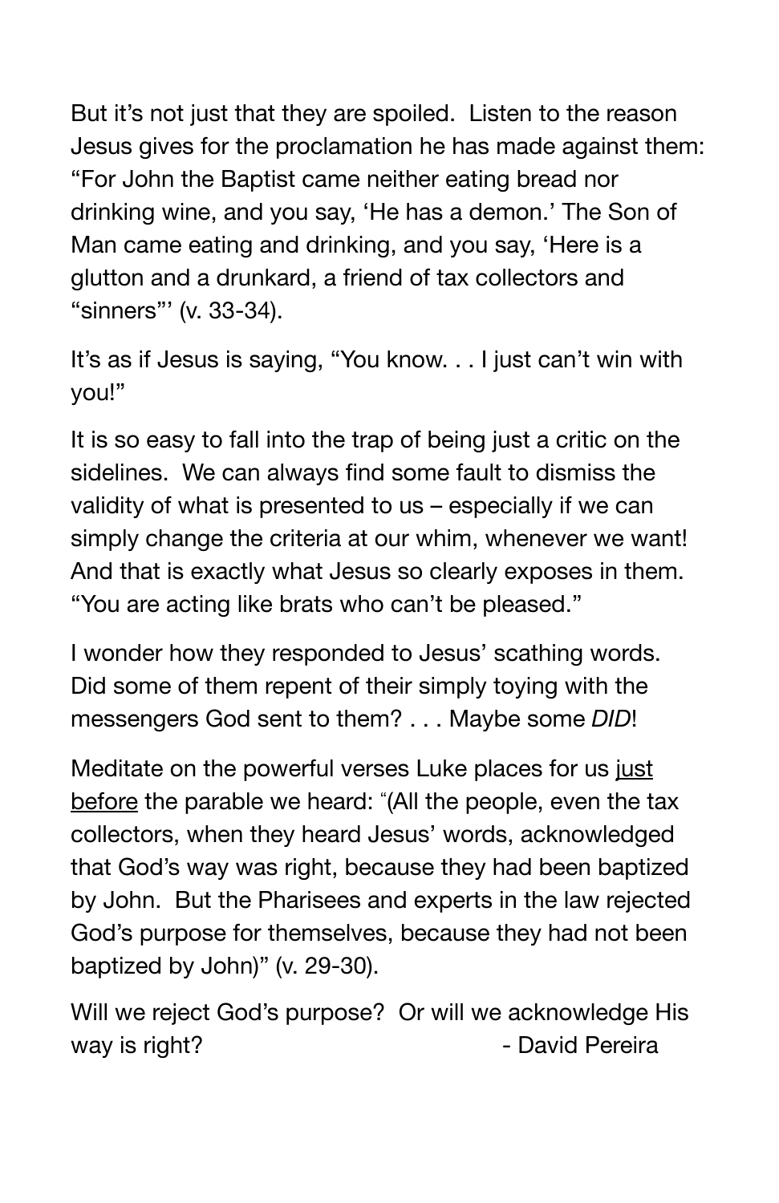But it's not just that they are spoiled.  Listen to the reason Jesus gives for the proclamation he has made against them: "For John the Baptist came neither eating bread nor drinking wine, and you say, 'He has a demon.' The Son of Man came eating and drinking, and you say, 'Here is a glutton and a drunkard, a friend of tax collectors and "sinners"' (v. 33-34).

It's as if Jesus is saying, "You know. . . I just can't win with you!"

It is so easy to fall into the trap of being just a critic on the sidelines.  We can always find some fault to dismiss the validity of what is presented to us – especially if we can simply change the criteria at our whim, whenever we want!  And that is exactly what Jesus so clearly exposes in them. "You are acting like brats who can't be pleased."

I wonder how they responded to Jesus' scathing words. Did some of them repent of their simply toying with the messengers God sent to them? . . . Maybe some *DID*!

Meditate on the powerful verses Luke places for us <u>just before</u> the parable we heard: "(All the people, even the tax collectors, when they heard Jesus' words, acknowledged that God's way was right, because they had been baptized by John.  But the Pharisees and experts in the law rejected God's purpose for themselves, because they had not been baptized by John)" (v. 29-30).

Will we reject God's purpose?  Or will we acknowledge His way is right?

- David Pereira